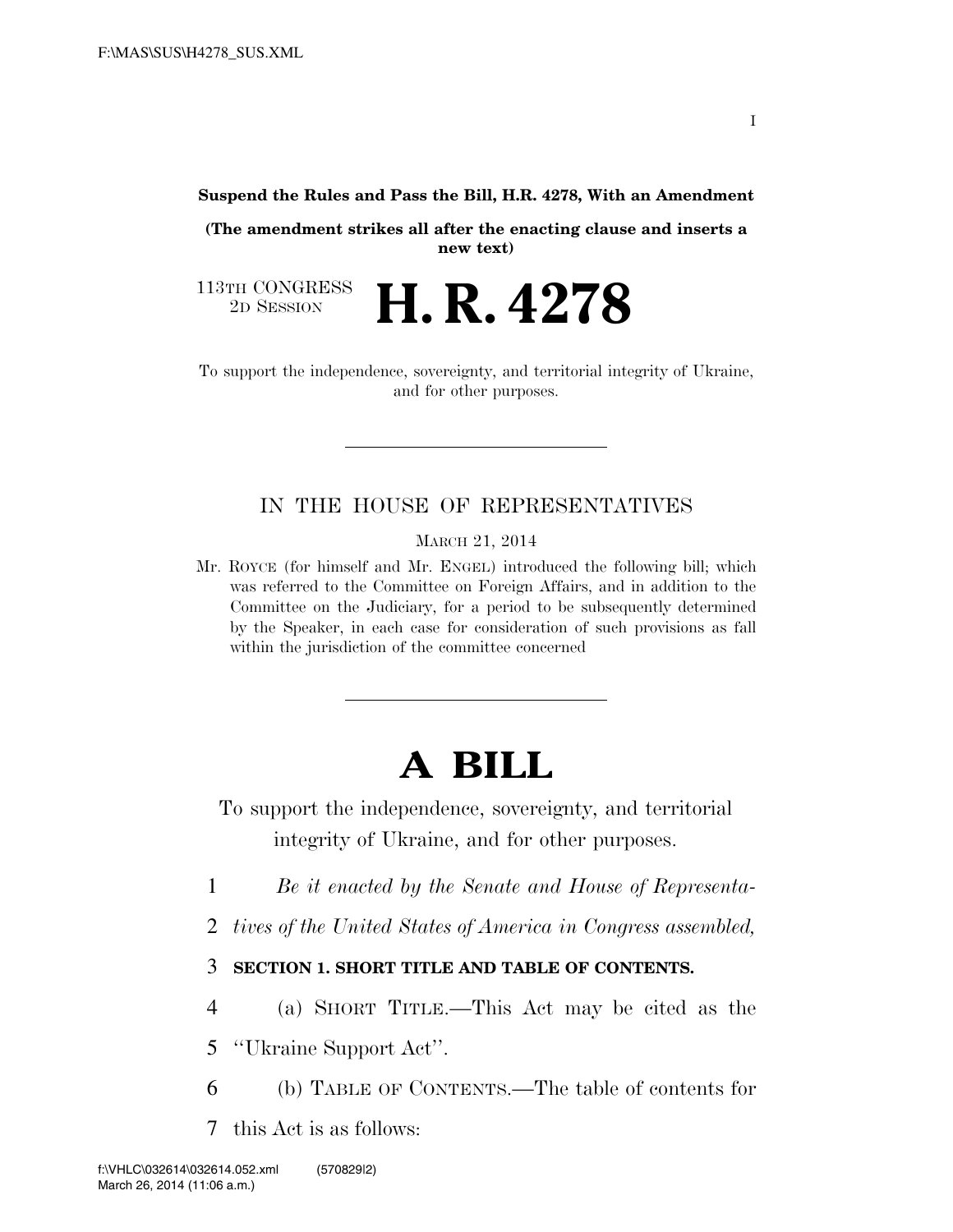**Suspend the Rules and Pass the Bill, H.R. 4278, With an Amendment**

**(The amendment strikes all after the enacting clause and inserts a new text)**

113TH CONGRESS
2D SESSION

# H. R. 4278

To support the independence, sovereignty, and territorial integrity of Ukraine, and for other purposes.

---

IN THE HOUSE OF REPRESENTATIVES

MARCH 21, 2014

Mr. ROYCE (for himself and Mr. ENGEL) introduced the following bill; which was referred to the Committee on Foreign Affairs, and in addition to the Committee on the Judiciary, for a period to be subsequently determined by the Speaker, in each case for consideration of such provisions as fall within the jurisdiction of the committee concerned

---

# A BILL

To support the independence, sovereignty, and territorial integrity of Ukraine, and for other purposes.

1 *Be it enacted by the Senate and House of Representa-*
2 *tives of the United States of America in Congress assembled,*

3 **SECTION 1. SHORT TITLE AND TABLE OF CONTENTS.**

4 (a) SHORT TITLE.—This Act may be cited as the
5 ''Ukraine Support Act''.

6 (b) TABLE OF CONTENTS.—The table of contents for
7 this Act is as follows: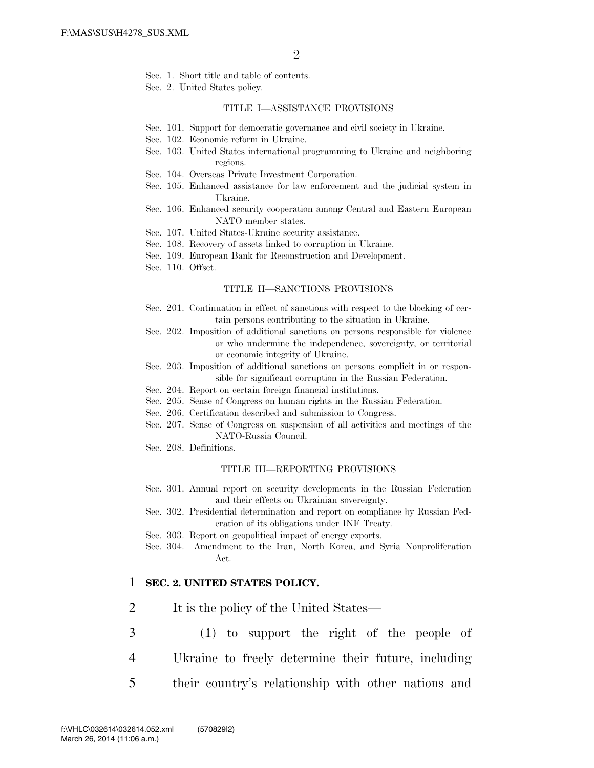Sec. 1. Short title and table of contents.
Sec. 2. United States policy.

TITLE I—ASSISTANCE PROVISIONS

Sec. 101. Support for democratic governance and civil society in Ukraine.
Sec. 102. Economic reform in Ukraine.
Sec. 103. United States international programming to Ukraine and neighboring regions.
Sec. 104. Overseas Private Investment Corporation.
Sec. 105. Enhanced assistance for law enforcement and the judicial system in Ukraine.
Sec. 106. Enhanced security cooperation among Central and Eastern European NATO member states.
Sec. 107. United States-Ukraine security assistance.
Sec. 108. Recovery of assets linked to corruption in Ukraine.
Sec. 109. European Bank for Reconstruction and Development.
Sec. 110. Offset.

TITLE II—SANCTIONS PROVISIONS

Sec. 201. Continuation in effect of sanctions with respect to the blocking of certain persons contributing to the situation in Ukraine.
Sec. 202. Imposition of additional sanctions on persons responsible for violence or who undermine the independence, sovereignty, or territorial or economic integrity of Ukraine.
Sec. 203. Imposition of additional sanctions on persons complicit in or responsible for significant corruption in the Russian Federation.
Sec. 204. Report on certain foreign financial institutions.
Sec. 205. Sense of Congress on human rights in the Russian Federation.
Sec. 206. Certification described and submission to Congress.
Sec. 207. Sense of Congress on suspension of all activities and meetings of the NATO-Russia Council.
Sec. 208. Definitions.

TITLE III—REPORTING PROVISIONS

Sec. 301. Annual report on security developments in the Russian Federation and their effects on Ukrainian sovereignty.
Sec. 302. Presidential determination and report on compliance by Russian Federation of its obligations under INF Treaty.
Sec. 303. Report on geopolitical impact of energy exports.
Sec. 304. Amendment to the Iran, North Korea, and Syria Nonproliferation Act.

1 **SEC. 2. UNITED STATES POLICY.**

2 It is the policy of the United States—

3 (1) to support the right of the people of
4 Ukraine to freely determine their future, including
5 their country's relationship with other nations and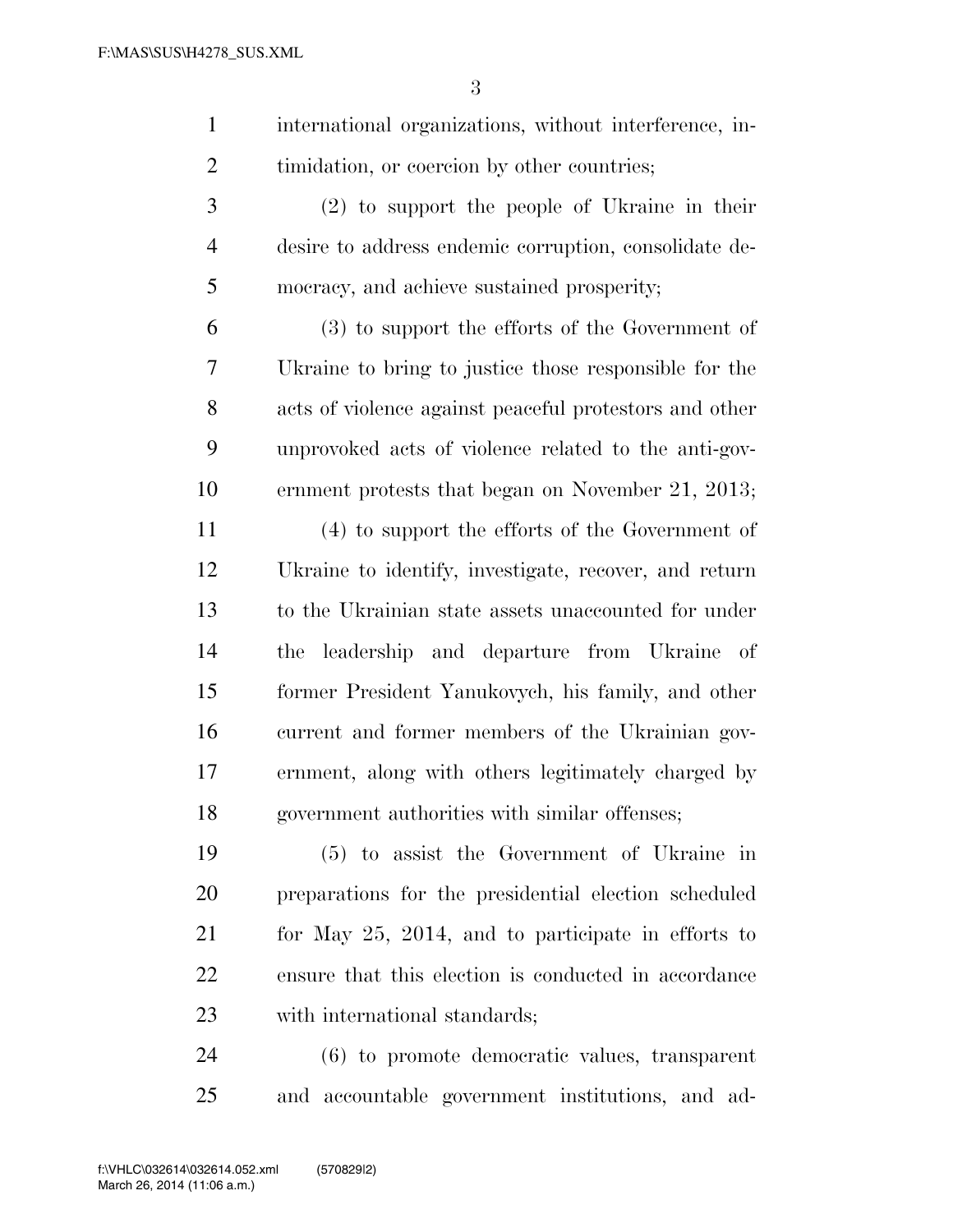international organizations, without interference, intimidation, or coercion by other countries;

(2) to support the people of Ukraine in their desire to address endemic corruption, consolidate democracy, and achieve sustained prosperity;

(3) to support the efforts of the Government of Ukraine to bring to justice those responsible for the acts of violence against peaceful protestors and other unprovoked acts of violence related to the anti-government protests that began on November 21, 2013;

(4) to support the efforts of the Government of Ukraine to identify, investigate, recover, and return to the Ukrainian state assets unaccounted for under the leadership and departure from Ukraine of former President Yanukovych, his family, and other current and former members of the Ukrainian government, along with others legitimately charged by government authorities with similar offenses;

(5) to assist the Government of Ukraine in preparations for the presidential election scheduled for May 25, 2014, and to participate in efforts to ensure that this election is conducted in accordance with international standards;

(6) to promote democratic values, transparent and accountable government institutions, and ad-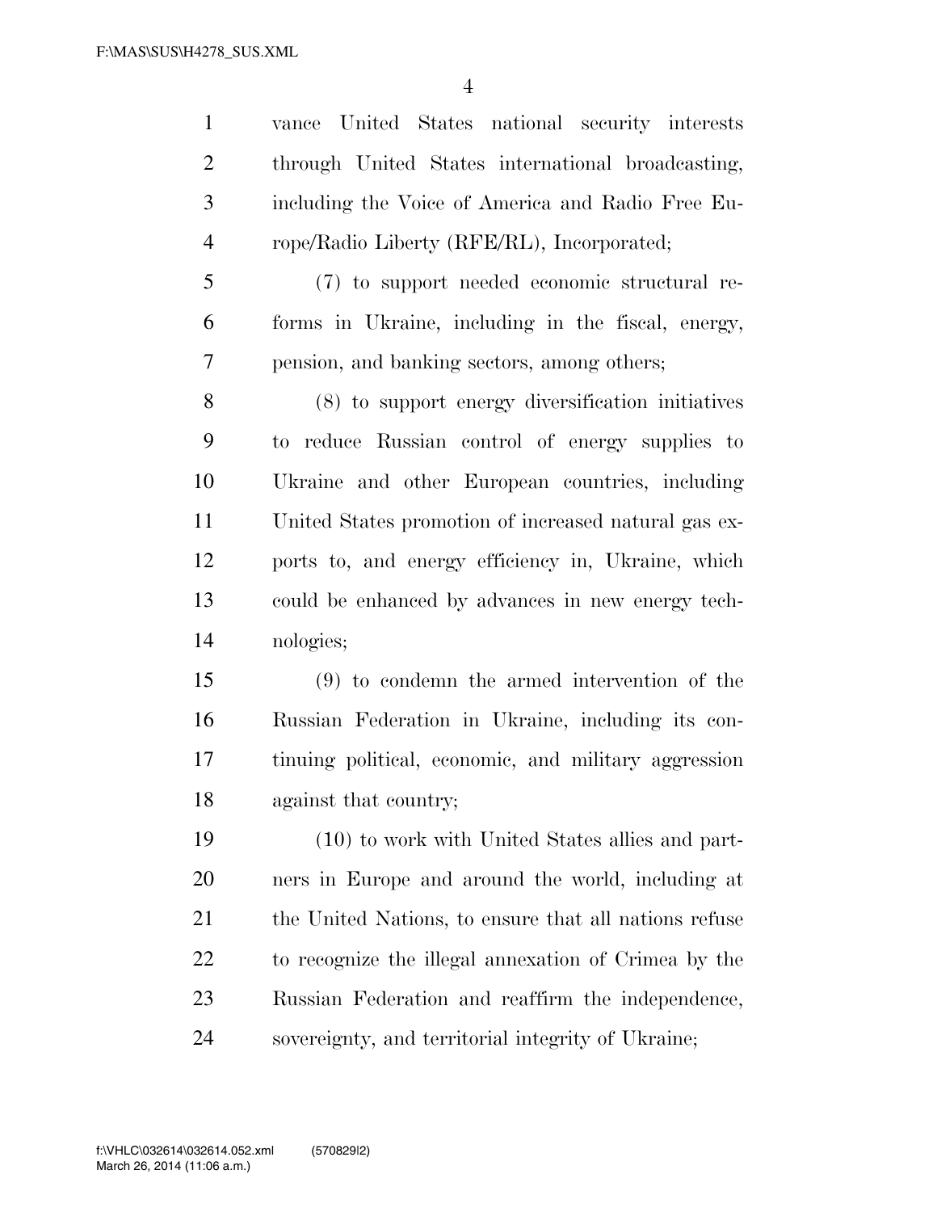vance United States national security interests through United States international broadcasting, including the Voice of America and Radio Free Europe/Radio Liberty (RFE/RL), Incorporated;

(7) to support needed economic structural reforms in Ukraine, including in the fiscal, energy, pension, and banking sectors, among others;

(8) to support energy diversification initiatives to reduce Russian control of energy supplies to Ukraine and other European countries, including United States promotion of increased natural gas exports to, and energy efficiency in, Ukraine, which could be enhanced by advances in new energy technologies;

(9) to condemn the armed intervention of the Russian Federation in Ukraine, including its continuing political, economic, and military aggression against that country;

(10) to work with United States allies and partners in Europe and around the world, including at the United Nations, to ensure that all nations refuse to recognize the illegal annexation of Crimea by the Russian Federation and reaffirm the independence, sovereignty, and territorial integrity of Ukraine;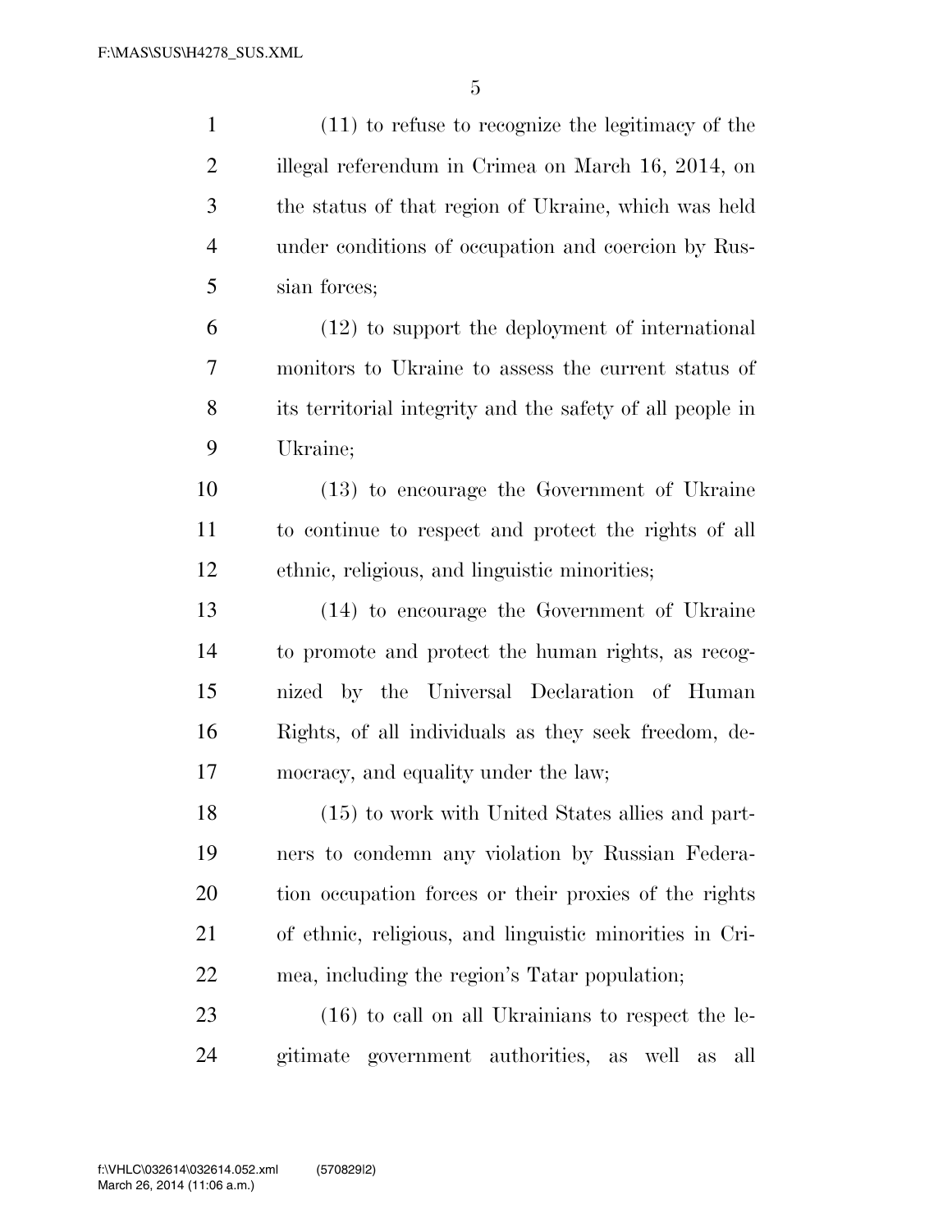(11) to refuse to recognize the legitimacy of the illegal referendum in Crimea on March 16, 2014, on the status of that region of Ukraine, which was held under conditions of occupation and coercion by Russian forces;

(12) to support the deployment of international monitors to Ukraine to assess the current status of its territorial integrity and the safety of all people in Ukraine;

(13) to encourage the Government of Ukraine to continue to respect and protect the rights of all ethnic, religious, and linguistic minorities;

(14) to encourage the Government of Ukraine to promote and protect the human rights, as recognized by the Universal Declaration of Human Rights, of all individuals as they seek freedom, democracy, and equality under the law;

(15) to work with United States allies and partners to condemn any violation by Russian Federation occupation forces or their proxies of the rights of ethnic, religious, and linguistic minorities in Crimea, including the region's Tatar population;

(16) to call on all Ukrainians to respect the legitimate government authorities, as well as all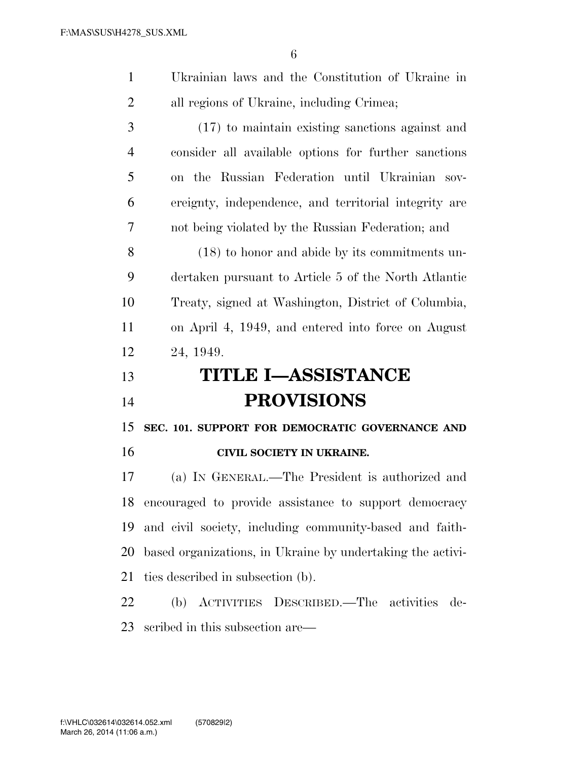Ukrainian laws and the Constitution of Ukraine in all regions of Ukraine, including Crimea;

(17) to maintain existing sanctions against and consider all available options for further sanctions on the Russian Federation until Ukrainian sovereignty, independence, and territorial integrity are not being violated by the Russian Federation; and

(18) to honor and abide by its commitments undertaken pursuant to Article 5 of the North Atlantic Treaty, signed at Washington, District of Columbia, on April 4, 1949, and entered into force on August 24, 1949.

# TITLE I—ASSISTANCE PROVISIONS

### SEC. 101. SUPPORT FOR DEMOCRATIC GOVERNANCE AND CIVIL SOCIETY IN UKRAINE.

(a) IN GENERAL.—The President is authorized and encouraged to provide assistance to support democracy and civil society, including community-based and faith-based organizations, in Ukraine by undertaking the activities described in subsection (b).

(b) ACTIVITIES DESCRIBED.—The activities described in this subsection are—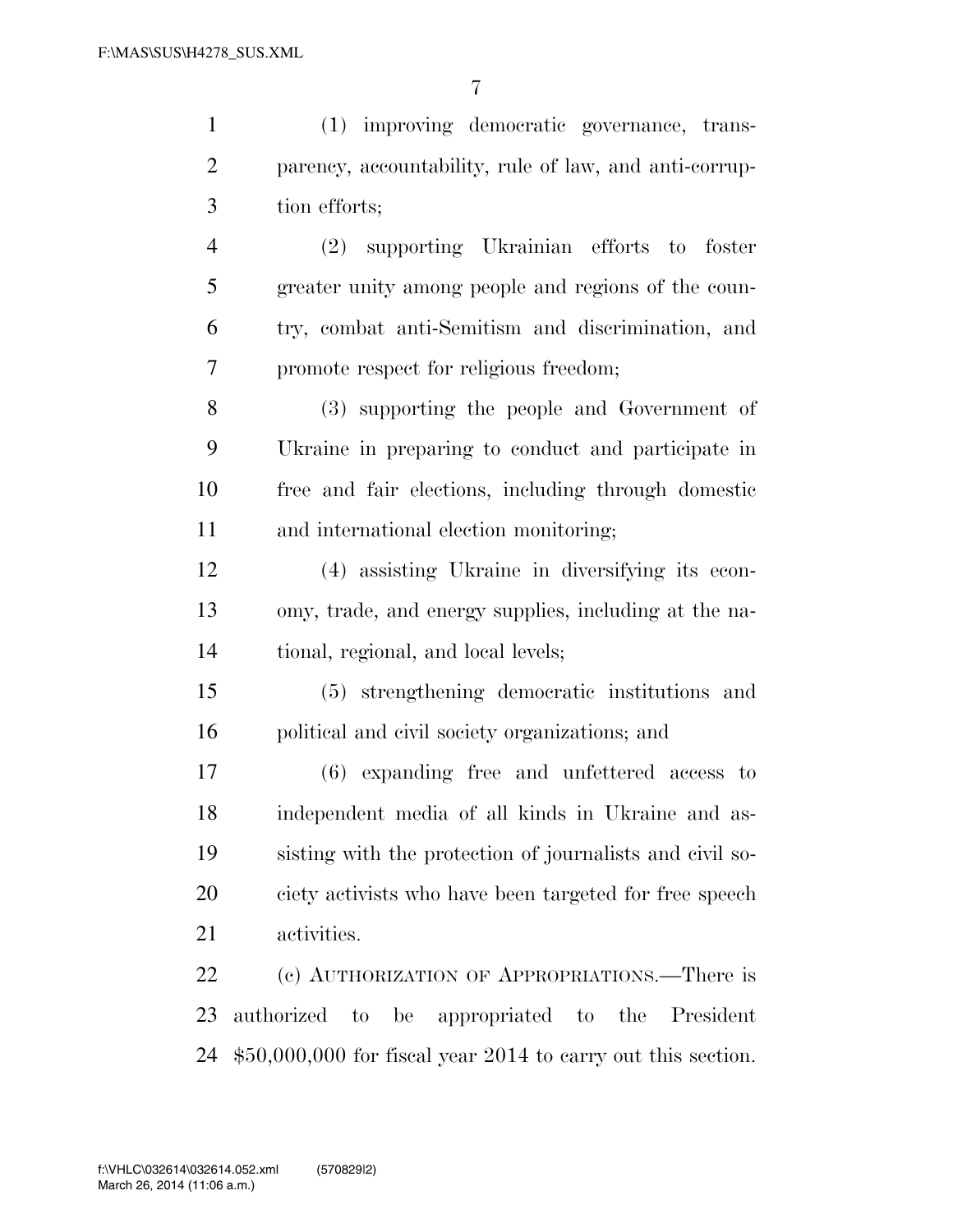(1) improving democratic governance, transparency, accountability, rule of law, and anti-corruption efforts;

(2) supporting Ukrainian efforts to foster greater unity among people and regions of the country, combat anti-Semitism and discrimination, and promote respect for religious freedom;

(3) supporting the people and Government of Ukraine in preparing to conduct and participate in free and fair elections, including through domestic and international election monitoring;

(4) assisting Ukraine in diversifying its economy, trade, and energy supplies, including at the national, regional, and local levels;

(5) strengthening democratic institutions and political and civil society organizations; and

(6) expanding free and unfettered access to independent media of all kinds in Ukraine and assisting with the protection of journalists and civil society activists who have been targeted for free speech activities.

(c) AUTHORIZATION OF APPROPRIATIONS.—There is authorized to be appropriated to the President $50,000,000 for fiscal year 2014 to carry out this section.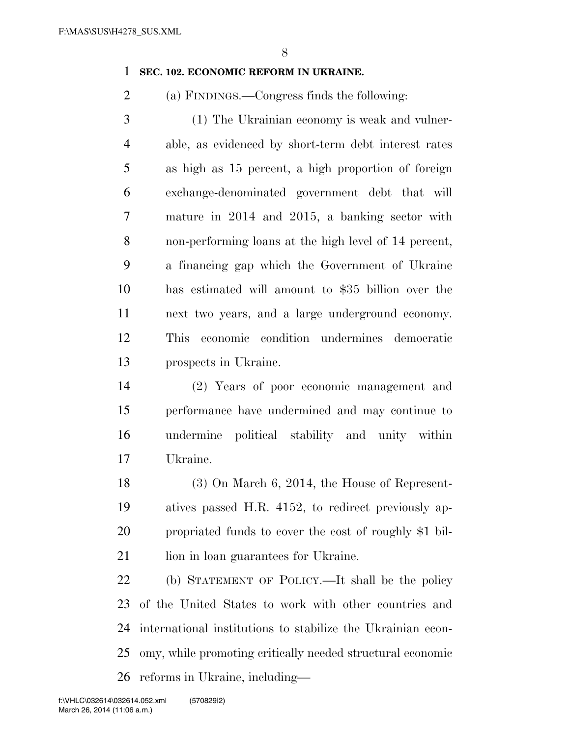**SEC. 102. ECONOMIC REFORM IN UKRAINE.**

(a) FINDINGS.—Congress finds the following:

(1) The Ukrainian economy is weak and vulnerable, as evidenced by short-term debt interest rates as high as 15 percent, a high proportion of foreign exchange-denominated government debt that will mature in 2014 and 2015, a banking sector with non-performing loans at the high level of 14 percent, a financing gap which the Government of Ukraine has estimated will amount to $35 billion over the next two years, and a large underground economy. This economic condition undermines democratic prospects in Ukraine.

(2) Years of poor economic management and performance have undermined and may continue to undermine political stability and unity within Ukraine.

(3) On March 6, 2014, the House of Representatives passed H.R. 4152, to redirect previously appropriated funds to cover the cost of roughly $1 billion in loan guarantees for Ukraine.

(b) STATEMENT OF POLICY.—It shall be the policy of the United States to work with other countries and international institutions to stabilize the Ukrainian economy, while promoting critically needed structural economic reforms in Ukraine, including—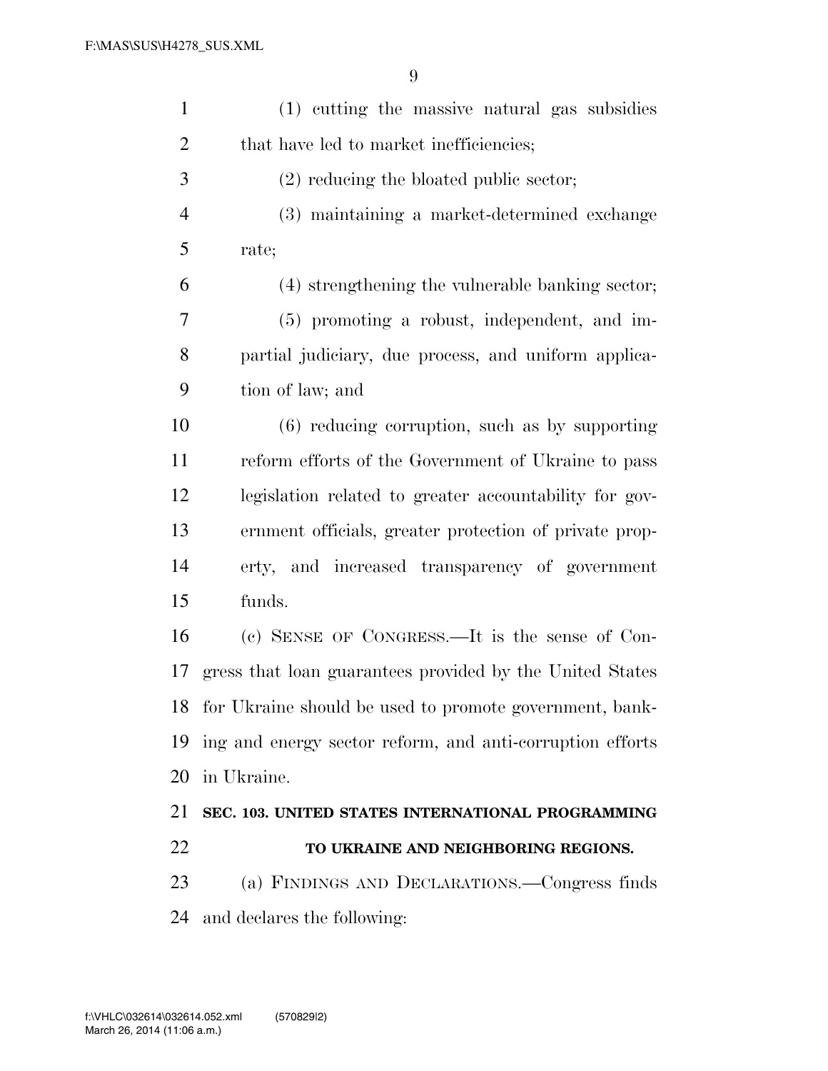(1) cutting the massive natural gas subsidies that have led to market inefficiencies;

(2) reducing the bloated public sector;

(3) maintaining a market-determined exchange rate;

(4) strengthening the vulnerable banking sector;

(5) promoting a robust, independent, and impartial judiciary, due process, and uniform application of law; and

(6) reducing corruption, such as by supporting reform efforts of the Government of Ukraine to pass legislation related to greater accountability for government officials, greater protection of private property, and increased transparency of government funds.

(c) SENSE OF CONGRESS.—It is the sense of Congress that loan guarantees provided by the United States for Ukraine should be used to promote government, banking and energy sector reform, and anti-corruption efforts in Ukraine.

**SEC. 103. UNITED STATES INTERNATIONAL PROGRAMMING TO UKRAINE AND NEIGHBORING REGIONS.**

(a) FINDINGS AND DECLARATIONS.—Congress finds and declares the following: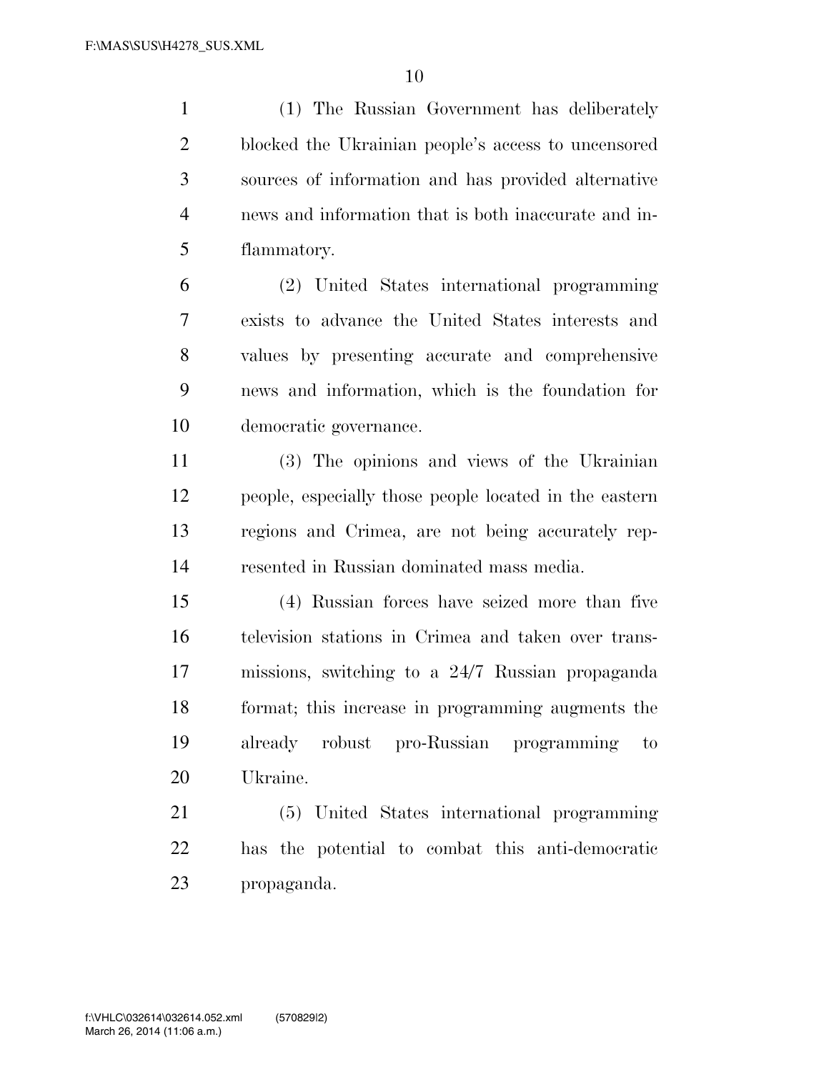(1) The Russian Government has deliberately blocked the Ukrainian people's access to uncensored sources of information and has provided alternative news and information that is both inaccurate and inflammatory.

(2) United States international programming exists to advance the United States interests and values by presenting accurate and comprehensive news and information, which is the foundation for democratic governance.

(3) The opinions and views of the Ukrainian people, especially those people located in the eastern regions and Crimea, are not being accurately represented in Russian dominated mass media.

(4) Russian forces have seized more than five television stations in Crimea and taken over transmissions, switching to a 24/7 Russian propaganda format; this increase in programming augments the already robust pro-Russian programming to Ukraine.

(5) United States international programming has the potential to combat this anti-democratic propaganda.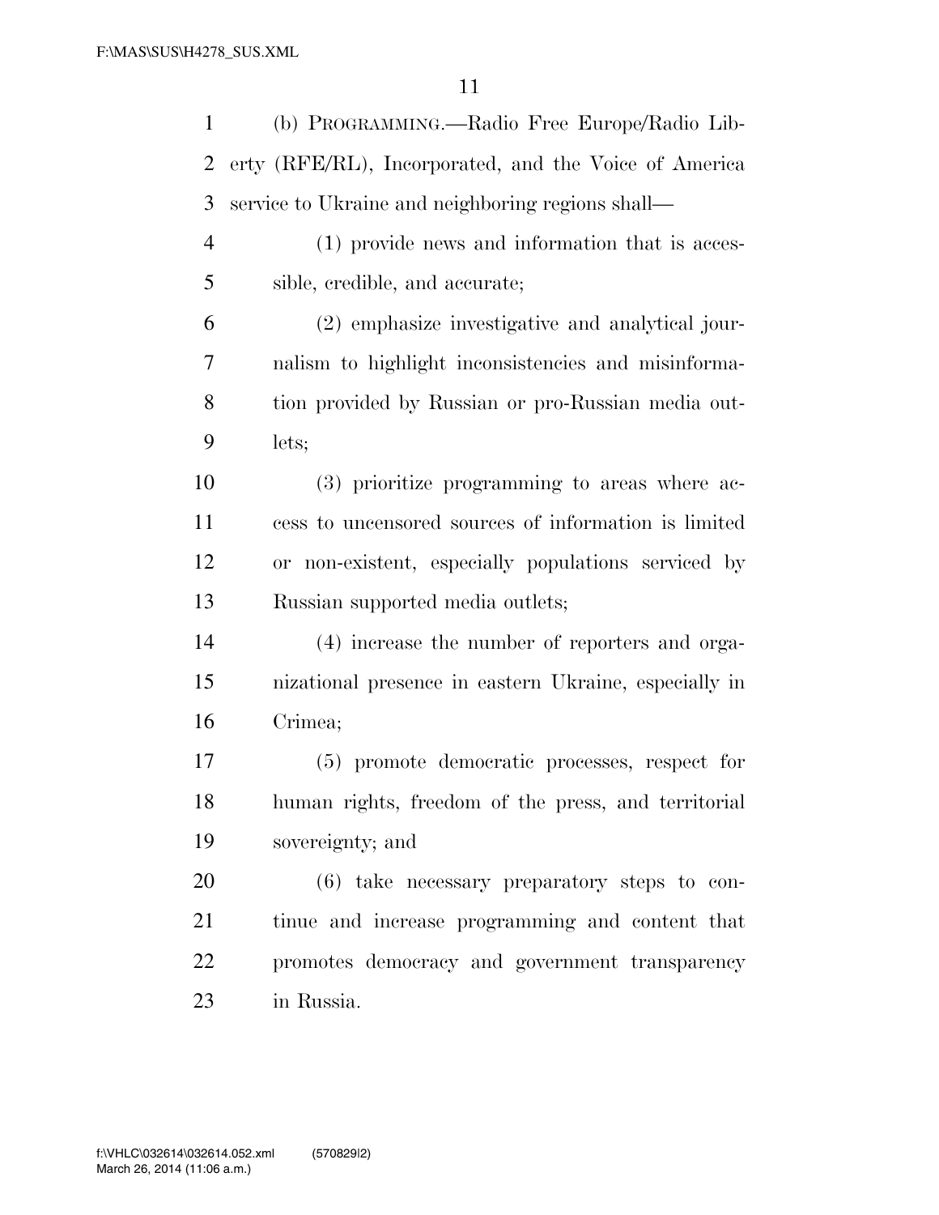(b) PROGRAMMING.—Radio Free Europe/Radio Liberty (RFE/RL), Incorporated, and the Voice of America service to Ukraine and neighboring regions shall—

(1) provide news and information that is accessible, credible, and accurate;

(2) emphasize investigative and analytical journalism to highlight inconsistencies and misinformation provided by Russian or pro-Russian media outlets;

(3) prioritize programming to areas where access to uncensored sources of information is limited or non-existent, especially populations serviced by Russian supported media outlets;

(4) increase the number of reporters and organizational presence in eastern Ukraine, especially in Crimea;

(5) promote democratic processes, respect for human rights, freedom of the press, and territorial sovereignty; and

(6) take necessary preparatory steps to continue and increase programming and content that promotes democracy and government transparency in Russia.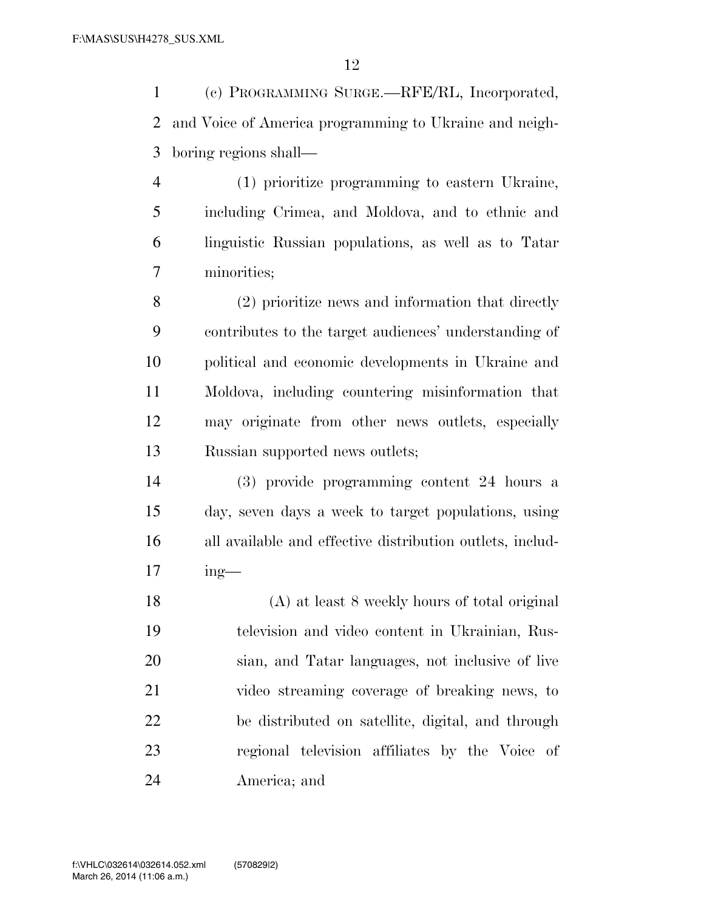(c) PROGRAMMING SURGE.—RFE/RL, Incorporated, and Voice of America programming to Ukraine and neighboring regions shall—

(1) prioritize programming to eastern Ukraine, including Crimea, and Moldova, and to ethnic and linguistic Russian populations, as well as to Tatar minorities;

(2) prioritize news and information that directly contributes to the target audiences' understanding of political and economic developments in Ukraine and Moldova, including countering misinformation that may originate from other news outlets, especially Russian supported news outlets;

(3) provide programming content 24 hours a day, seven days a week to target populations, using all available and effective distribution outlets, including—

(A) at least 8 weekly hours of total original television and video content in Ukrainian, Russian, and Tatar languages, not inclusive of live video streaming coverage of breaking news, to be distributed on satellite, digital, and through regional television affiliates by the Voice of America; and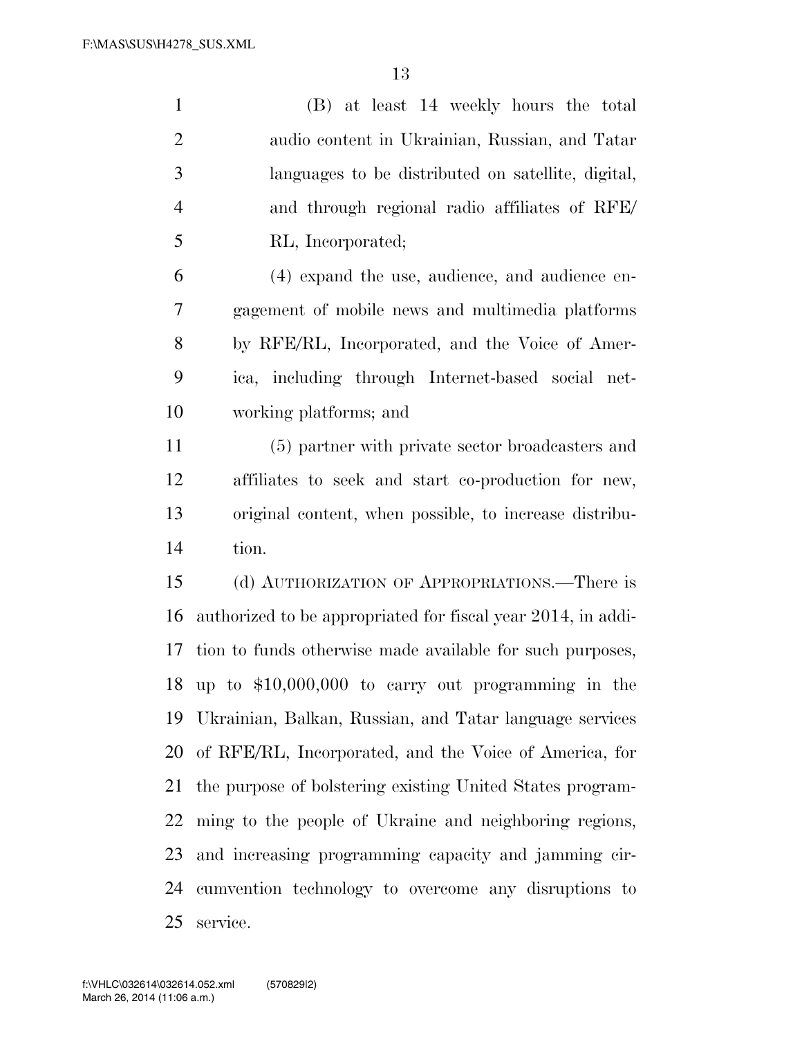(B) at least 14 weekly hours the total audio content in Ukrainian, Russian, and Tatar languages to be distributed on satellite, digital, and through regional radio affiliates of RFE/RL, Incorporated;

(4) expand the use, audience, and audience engagement of mobile news and multimedia platforms by RFE/RL, Incorporated, and the Voice of America, including through Internet-based social networking platforms; and

(5) partner with private sector broadcasters and affiliates to seek and start co-production for new, original content, when possible, to increase distribution.

(d) AUTHORIZATION OF APPROPRIATIONS.—There is authorized to be appropriated for fiscal year 2014, in addition to funds otherwise made available for such purposes, up to $10,000,000 to carry out programming in the Ukrainian, Balkan, Russian, and Tatar language services of RFE/RL, Incorporated, and the Voice of America, for the purpose of bolstering existing United States programming to the people of Ukraine and neighboring regions, and increasing programming capacity and jamming circumvention technology to overcome any disruptions to service.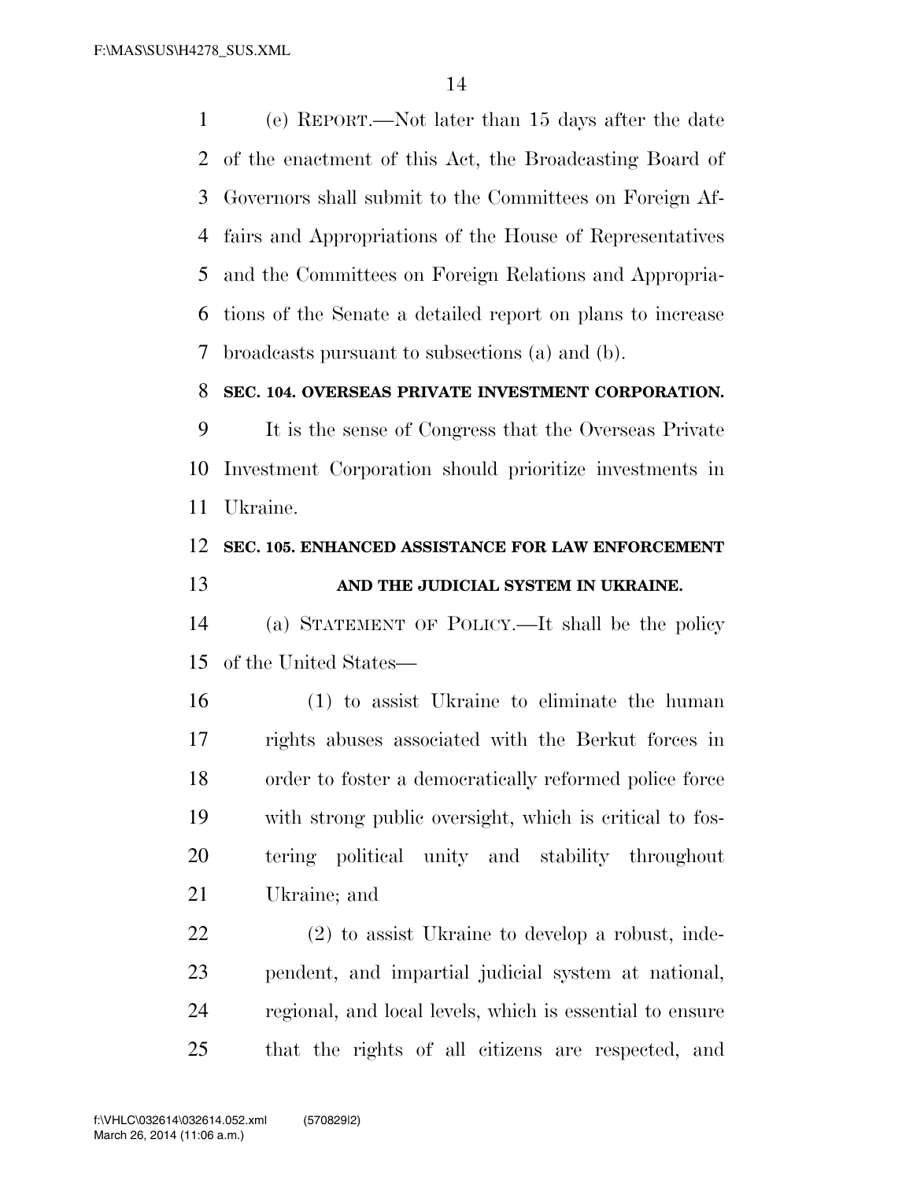(e) REPORT.—Not later than 15 days after the date of the enactment of this Act, the Broadcasting Board of Governors shall submit to the Committees on Foreign Affairs and Appropriations of the House of Representatives and the Committees on Foreign Relations and Appropriations of the Senate a detailed report on plans to increase broadcasts pursuant to subsections (a) and (b).

**SEC. 104. OVERSEAS PRIVATE INVESTMENT CORPORATION.**

It is the sense of Congress that the Overseas Private Investment Corporation should prioritize investments in Ukraine.

**SEC. 105. ENHANCED ASSISTANCE FOR LAW ENFORCEMENT AND THE JUDICIAL SYSTEM IN UKRAINE.**

(a) STATEMENT OF POLICY.—It shall be the policy of the United States—

(1) to assist Ukraine to eliminate the human rights abuses associated with the Berkut forces in order to foster a democratically reformed police force with strong public oversight, which is critical to fostering political unity and stability throughout Ukraine; and

(2) to assist Ukraine to develop a robust, independent, and impartial judicial system at national, regional, and local levels, which is essential to ensure that the rights of all citizens are respected, and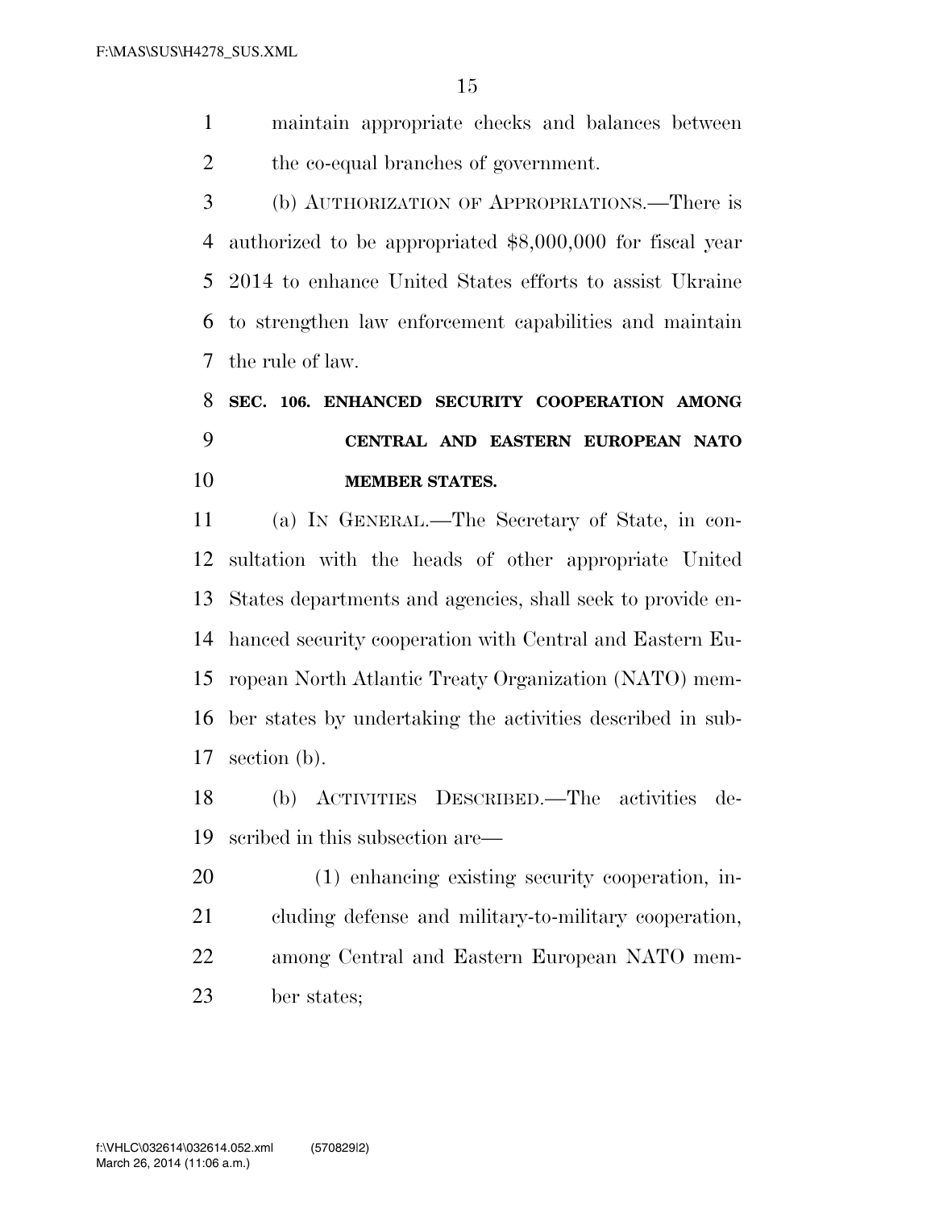maintain appropriate checks and balances between the co-equal branches of government.

(b) AUTHORIZATION OF APPROPRIATIONS.—There is authorized to be appropriated $8,000,000 for fiscal year 2014 to enhance United States efforts to assist Ukraine to strengthen law enforcement capabilities and maintain the rule of law.

## SEC. 106. ENHANCED SECURITY COOPERATION AMONG CENTRAL AND EASTERN EUROPEAN NATO MEMBER STATES.

(a) IN GENERAL.—The Secretary of State, in consultation with the heads of other appropriate United States departments and agencies, shall seek to provide enhanced security cooperation with Central and Eastern European North Atlantic Treaty Organization (NATO) member states by undertaking the activities described in subsection (b).

(b) ACTIVITIES DESCRIBED.—The activities described in this subsection are—

(1) enhancing existing security cooperation, including defense and military-to-military cooperation, among Central and Eastern European NATO member states;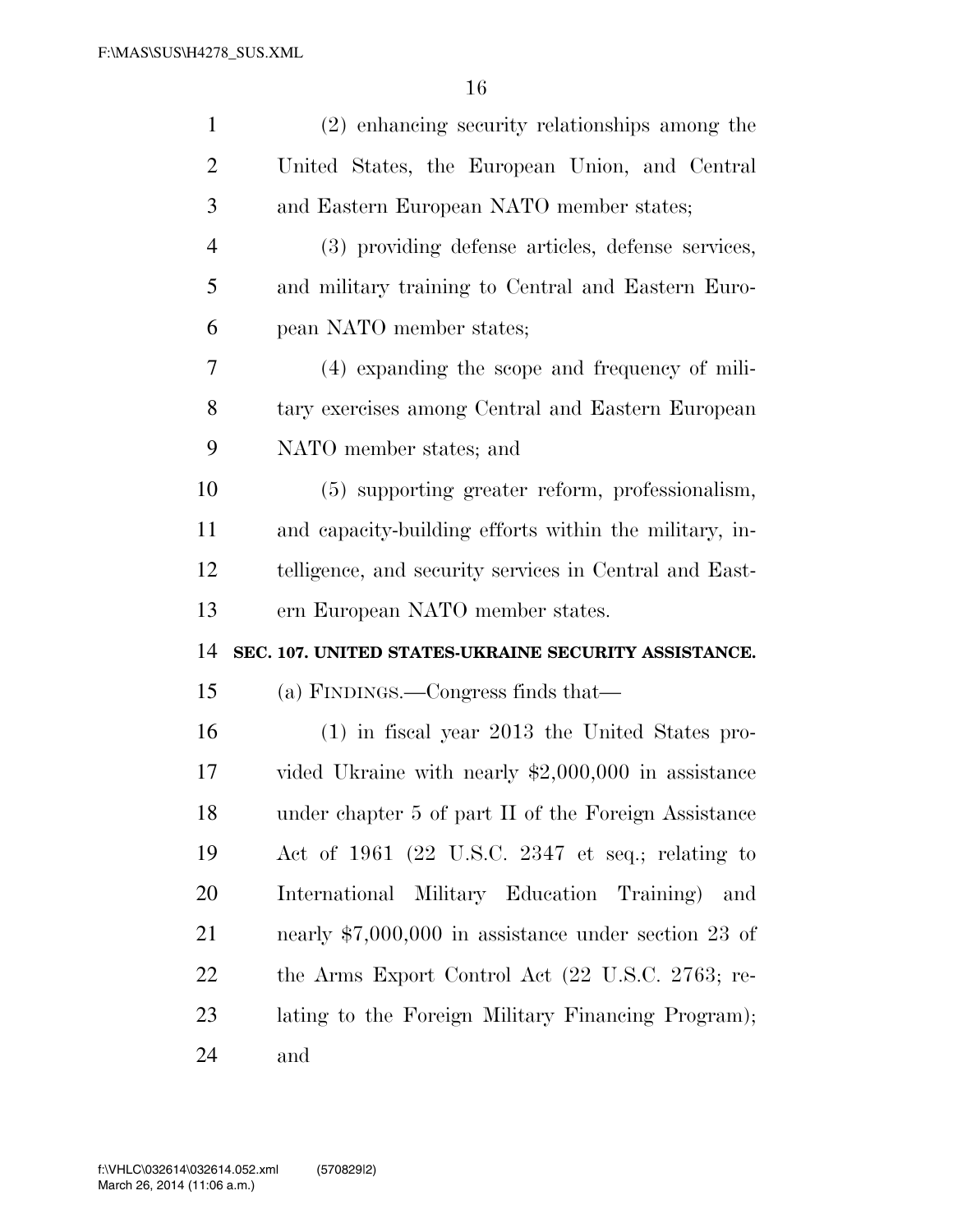(2) enhancing security relationships among the United States, the European Union, and Central and Eastern European NATO member states;

(3) providing defense articles, defense services, and military training to Central and Eastern European NATO member states;

(4) expanding the scope and frequency of military exercises among Central and Eastern European NATO member states; and

(5) supporting greater reform, professionalism, and capacity-building efforts within the military, intelligence, and security services in Central and Eastern European NATO member states.

**SEC. 107. UNITED STATES-UKRAINE SECURITY ASSISTANCE.**

(a) FINDINGS.—Congress finds that—

(1) in fiscal year 2013 the United States provided Ukraine with nearly $2,000,000 in assistance under chapter 5 of part II of the Foreign Assistance Act of 1961 (22 U.S.C. 2347 et seq.; relating to International Military Education Training) and nearly $7,000,000 in assistance under section 23 of the Arms Export Control Act (22 U.S.C. 2763; relating to the Foreign Military Financing Program); and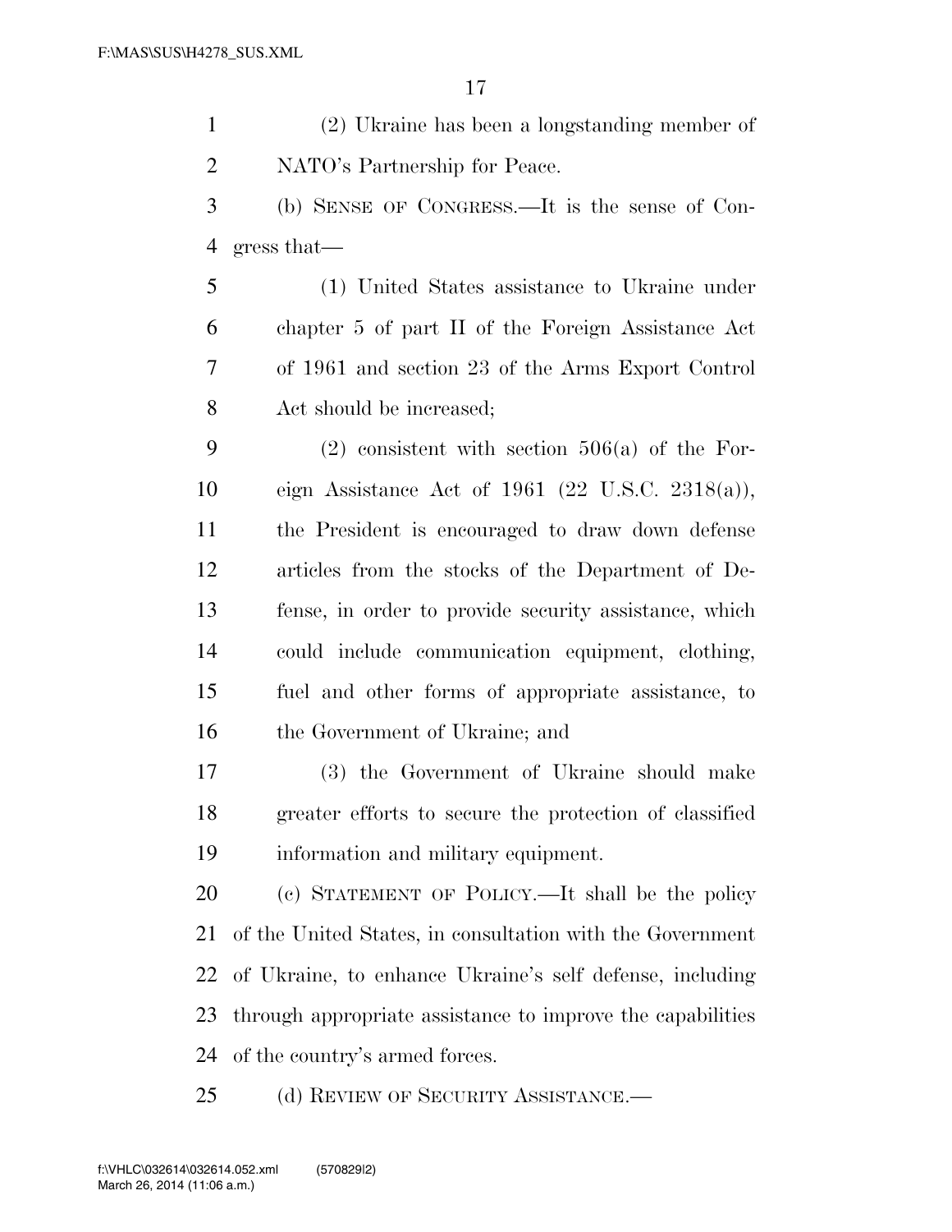(2) Ukraine has been a longstanding member of NATO's Partnership for Peace.

(b) SENSE OF CONGRESS.—It is the sense of Congress that—

(1) United States assistance to Ukraine under chapter 5 of part II of the Foreign Assistance Act of 1961 and section 23 of the Arms Export Control Act should be increased;

(2) consistent with section 506(a) of the Foreign Assistance Act of 1961 (22 U.S.C. 2318(a)), the President is encouraged to draw down defense articles from the stocks of the Department of Defense, in order to provide security assistance, which could include communication equipment, clothing, fuel and other forms of appropriate assistance, to the Government of Ukraine; and

(3) the Government of Ukraine should make greater efforts to secure the protection of classified information and military equipment.

(c) STATEMENT OF POLICY.—It shall be the policy of the United States, in consultation with the Government of Ukraine, to enhance Ukraine's self defense, including through appropriate assistance to improve the capabilities of the country's armed forces.

(d) REVIEW OF SECURITY ASSISTANCE.—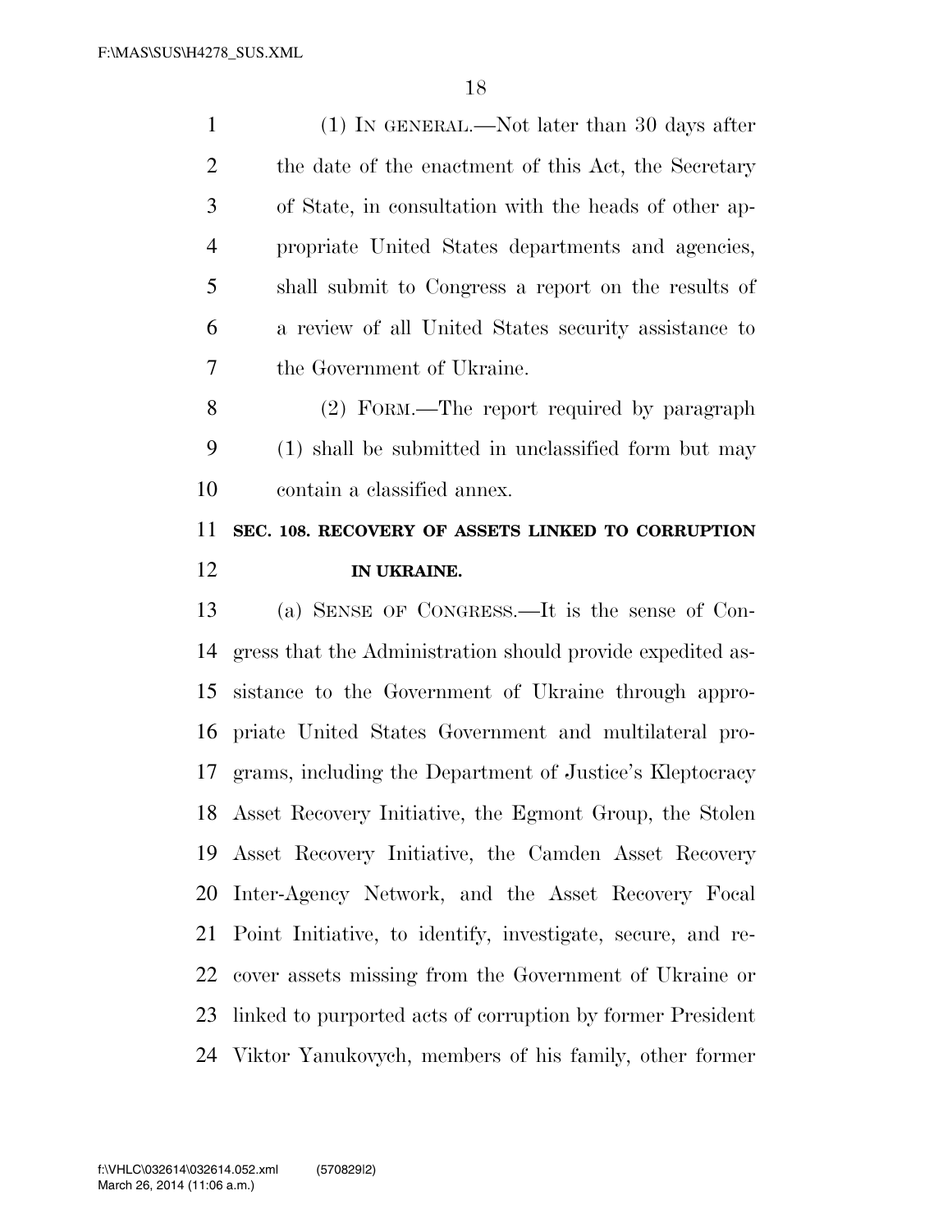(1) IN GENERAL.—Not later than 30 days after the date of the enactment of this Act, the Secretary of State, in consultation with the heads of other appropriate United States departments and agencies, shall submit to Congress a report on the results of a review of all United States security assistance to the Government of Ukraine.

(2) FORM.—The report required by paragraph (1) shall be submitted in unclassified form but may contain a classified annex.

**SEC. 108. RECOVERY OF ASSETS LINKED TO CORRUPTION IN UKRAINE.**

(a) SENSE OF CONGRESS.—It is the sense of Congress that the Administration should provide expedited assistance to the Government of Ukraine through appropriate United States Government and multilateral programs, including the Department of Justice's Kleptocracy Asset Recovery Initiative, the Egmont Group, the Stolen Asset Recovery Initiative, the Camden Asset Recovery Inter-Agency Network, and the Asset Recovery Focal Point Initiative, to identify, investigate, secure, and recover assets missing from the Government of Ukraine or linked to purported acts of corruption by former President Viktor Yanukovych, members of his family, other former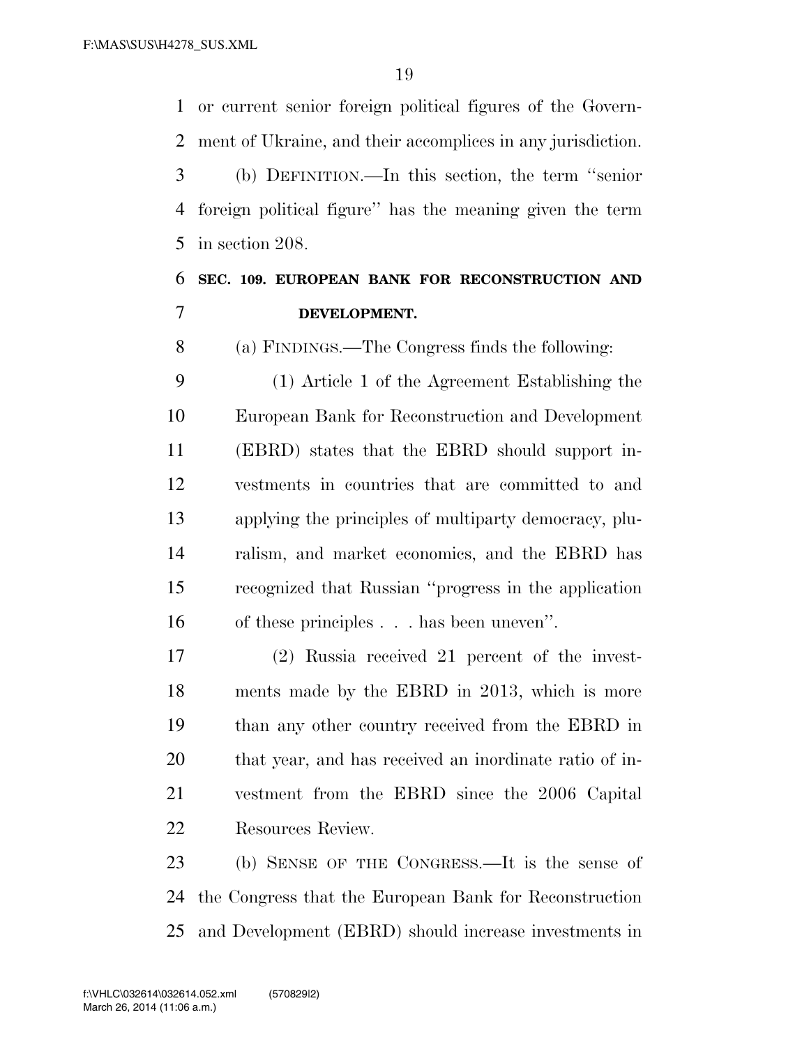or current senior foreign political figures of the Government of Ukraine, and their accomplices in any jurisdiction.

(b) DEFINITION.—In this section, the term ''senior foreign political figure'' has the meaning given the term in section 208.

### SEC. 109. EUROPEAN BANK FOR RECONSTRUCTION AND DEVELOPMENT.

(a) FINDINGS.—The Congress finds the following:

(1) Article 1 of the Agreement Establishing the European Bank for Reconstruction and Development (EBRD) states that the EBRD should support investments in countries that are committed to and applying the principles of multiparty democracy, pluralism, and market economics, and the EBRD has recognized that Russian ''progress in the application of these principles . . . has been uneven''.

(2) Russia received 21 percent of the investments made by the EBRD in 2013, which is more than any other country received from the EBRD in that year, and has received an inordinate ratio of investment from the EBRD since the 2006 Capital Resources Review.

(b) SENSE OF THE CONGRESS.—It is the sense of the Congress that the European Bank for Reconstruction and Development (EBRD) should increase investments in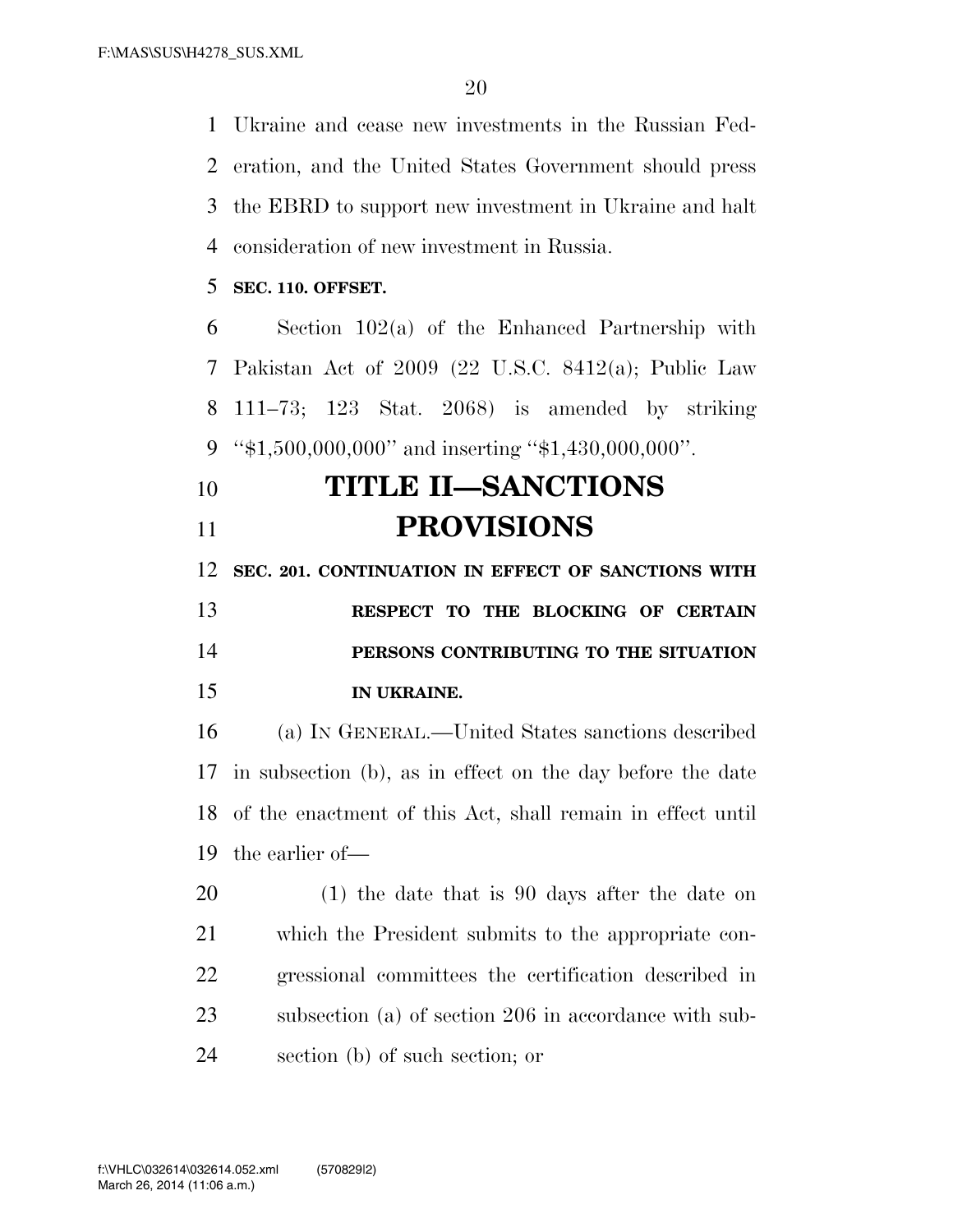Ukraine and cease new investments in the Russian Federation, and the United States Government should press the EBRD to support new investment in Ukraine and halt consideration of new investment in Russia.

**SEC. 110. OFFSET.**

Section 102(a) of the Enhanced Partnership with Pakistan Act of 2009 (22 U.S.C. 8412(a); Public Law 111–73; 123 Stat. 2068) is amended by striking "$1,500,000,000" and inserting "$1,430,000,000".

# TITLE II—SANCTIONS PROVISIONS

**SEC. 201. CONTINUATION IN EFFECT OF SANCTIONS WITH RESPECT TO THE BLOCKING OF CERTAIN PERSONS CONTRIBUTING TO THE SITUATION IN UKRAINE.**

(a) IN GENERAL.—United States sanctions described in subsection (b), as in effect on the day before the date of the enactment of this Act, shall remain in effect until the earlier of—

(1) the date that is 90 days after the date on which the President submits to the appropriate congressional committees the certification described in subsection (a) of section 206 in accordance with subsection (b) of such section; or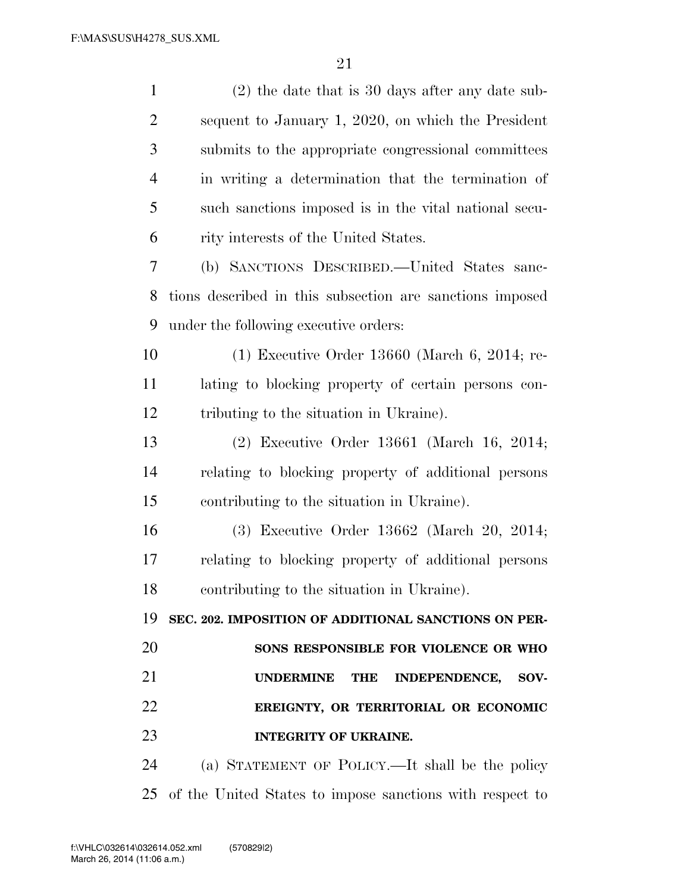(2) the date that is 30 days after any date subsequent to January 1, 2020, on which the President submits to the appropriate congressional committees in writing a determination that the termination of such sanctions imposed is in the vital national security interests of the United States.

(b) SANCTIONS DESCRIBED.—United States sanctions described in this subsection are sanctions imposed under the following executive orders:

(1) Executive Order 13660 (March 6, 2014; relating to blocking property of certain persons contributing to the situation in Ukraine).

(2) Executive Order 13661 (March 16, 2014; relating to blocking property of additional persons contributing to the situation in Ukraine).

(3) Executive Order 13662 (March 20, 2014; relating to blocking property of additional persons contributing to the situation in Ukraine).

### SEC. 202. IMPOSITION OF ADDITIONAL SANCTIONS ON PERSONS RESPONSIBLE FOR VIOLENCE OR WHO UNDERMINE THE INDEPENDENCE, SOVEREIGNTY, OR TERRITORIAL OR ECONOMIC INTEGRITY OF UKRAINE.

(a) STATEMENT OF POLICY.—It shall be the policy of the United States to impose sanctions with respect to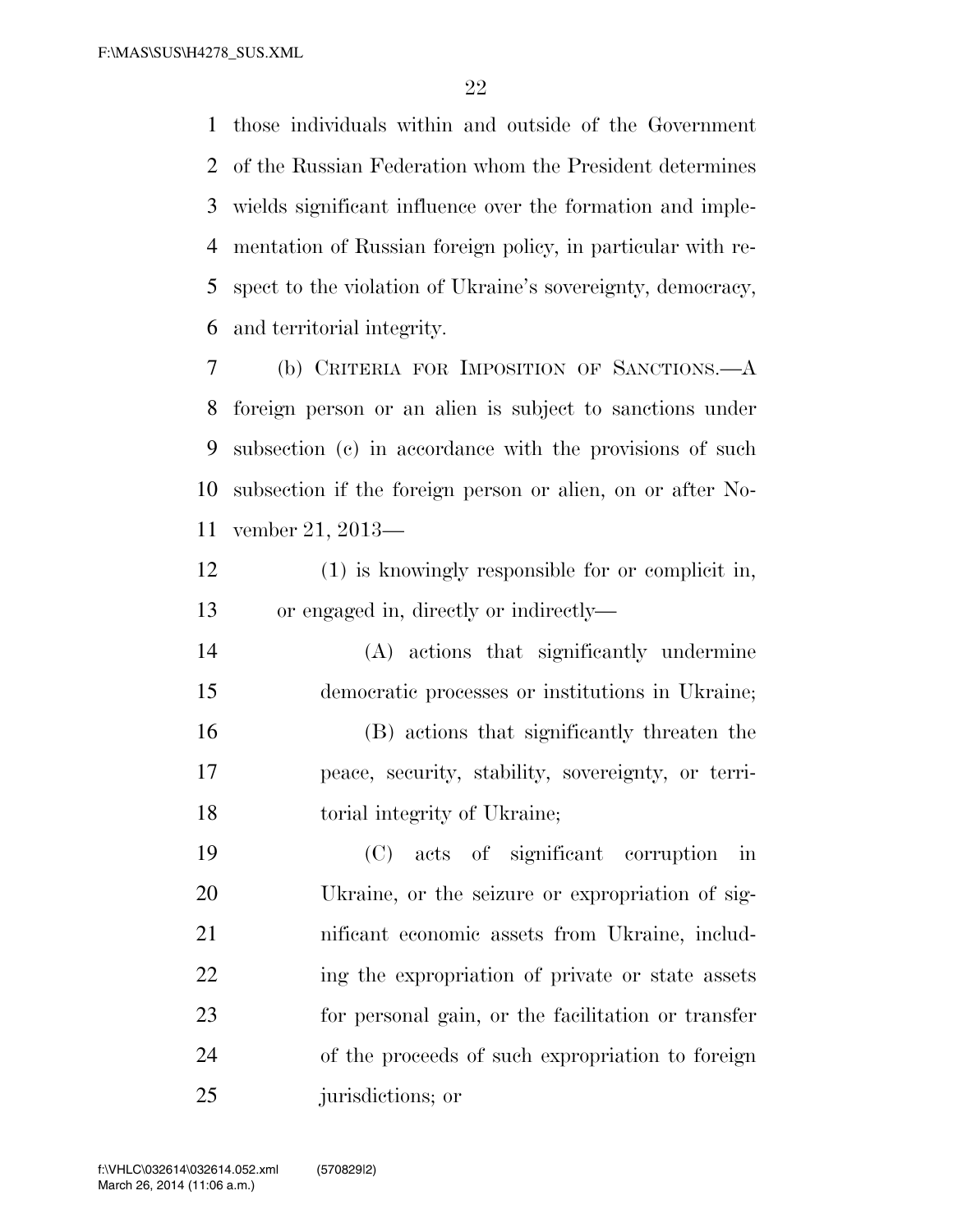those individuals within and outside of the Government of the Russian Federation whom the President determines wields significant influence over the formation and implementation of Russian foreign policy, in particular with respect to the violation of Ukraine's sovereignty, democracy, and territorial integrity.

(b) CRITERIA FOR IMPOSITION OF SANCTIONS.—A foreign person or an alien is subject to sanctions under subsection (c) in accordance with the provisions of such subsection if the foreign person or alien, on or after November 21, 2013—

(1) is knowingly responsible for or complicit in, or engaged in, directly or indirectly—

(A) actions that significantly undermine democratic processes or institutions in Ukraine;

(B) actions that significantly threaten the peace, security, stability, sovereignty, or territorial integrity of Ukraine;

(C) acts of significant corruption in Ukraine, or the seizure or expropriation of significant economic assets from Ukraine, including the expropriation of private or state assets for personal gain, or the facilitation or transfer of the proceeds of such expropriation to foreign jurisdictions; or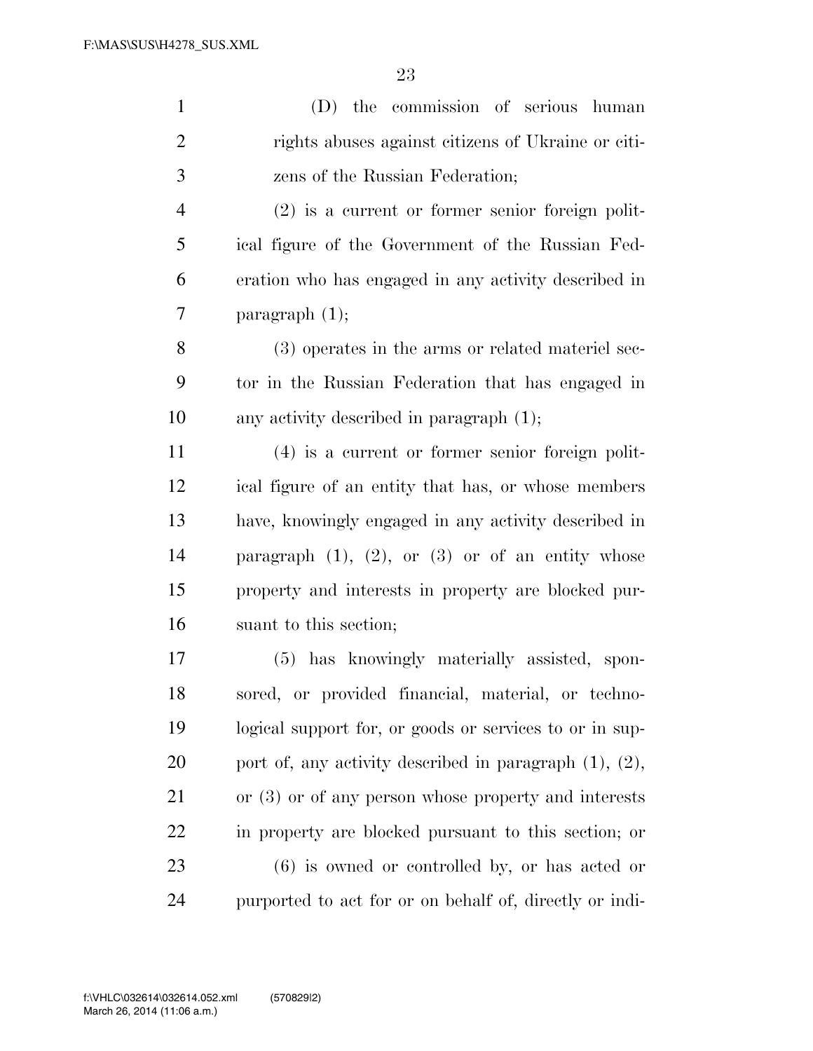(D) the commission of serious human rights abuses against citizens of Ukraine or citizens of the Russian Federation;

(2) is a current or former senior foreign political figure of the Government of the Russian Federation who has engaged in any activity described in paragraph (1);

(3) operates in the arms or related materiel sector in the Russian Federation that has engaged in any activity described in paragraph (1);

(4) is a current or former senior foreign political figure of an entity that has, or whose members have, knowingly engaged in any activity described in paragraph (1), (2), or (3) or of an entity whose property and interests in property are blocked pursuant to this section;

(5) has knowingly materially assisted, sponsored, or provided financial, material, or technological support for, or goods or services to or in support of, any activity described in paragraph (1), (2), or (3) or of any person whose property and interests in property are blocked pursuant to this section; or

(6) is owned or controlled by, or has acted or purported to act for or on behalf of, directly or indi-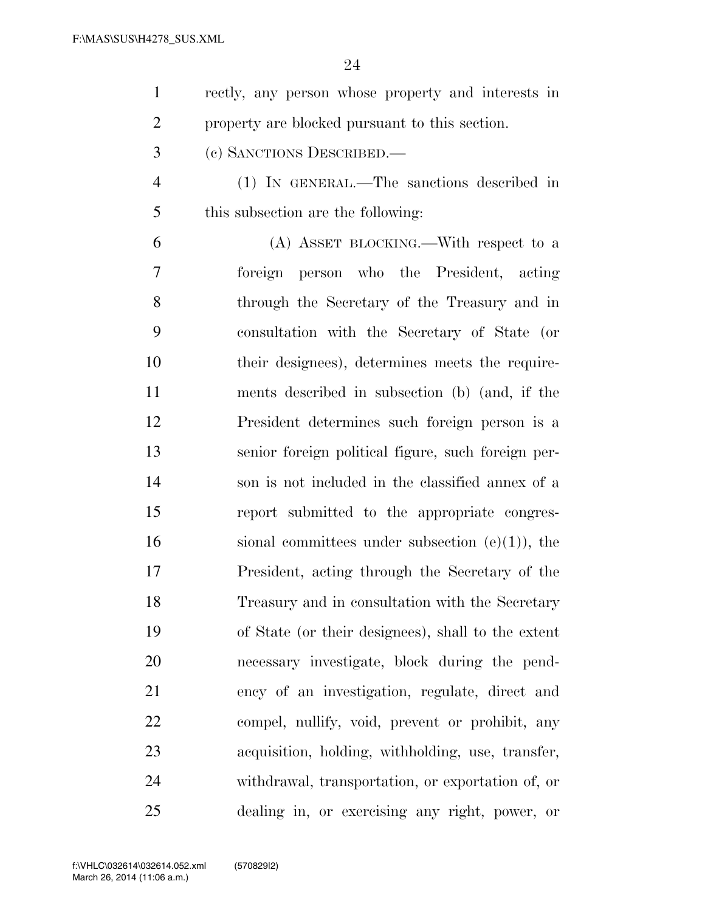rectly, any person whose property and interests in property are blocked pursuant to this section.

(c) SANCTIONS DESCRIBED.—

(1) IN GENERAL.—The sanctions described in this subsection are the following:

(A) ASSET BLOCKING.—With respect to a foreign person who the President, acting through the Secretary of the Treasury and in consultation with the Secretary of State (or their designees), determines meets the requirements described in subsection (b) (and, if the President determines such foreign person is a senior foreign political figure, such foreign person is not included in the classified annex of a report submitted to the appropriate congressional committees under subsection (e)(1)), the President, acting through the Secretary of the Treasury and in consultation with the Secretary of State (or their designees), shall to the extent necessary investigate, block during the pendency of an investigation, regulate, direct and compel, nullify, void, prevent or prohibit, any acquisition, holding, withholding, use, transfer, withdrawal, transportation, or exportation of, or dealing in, or exercising any right, power, or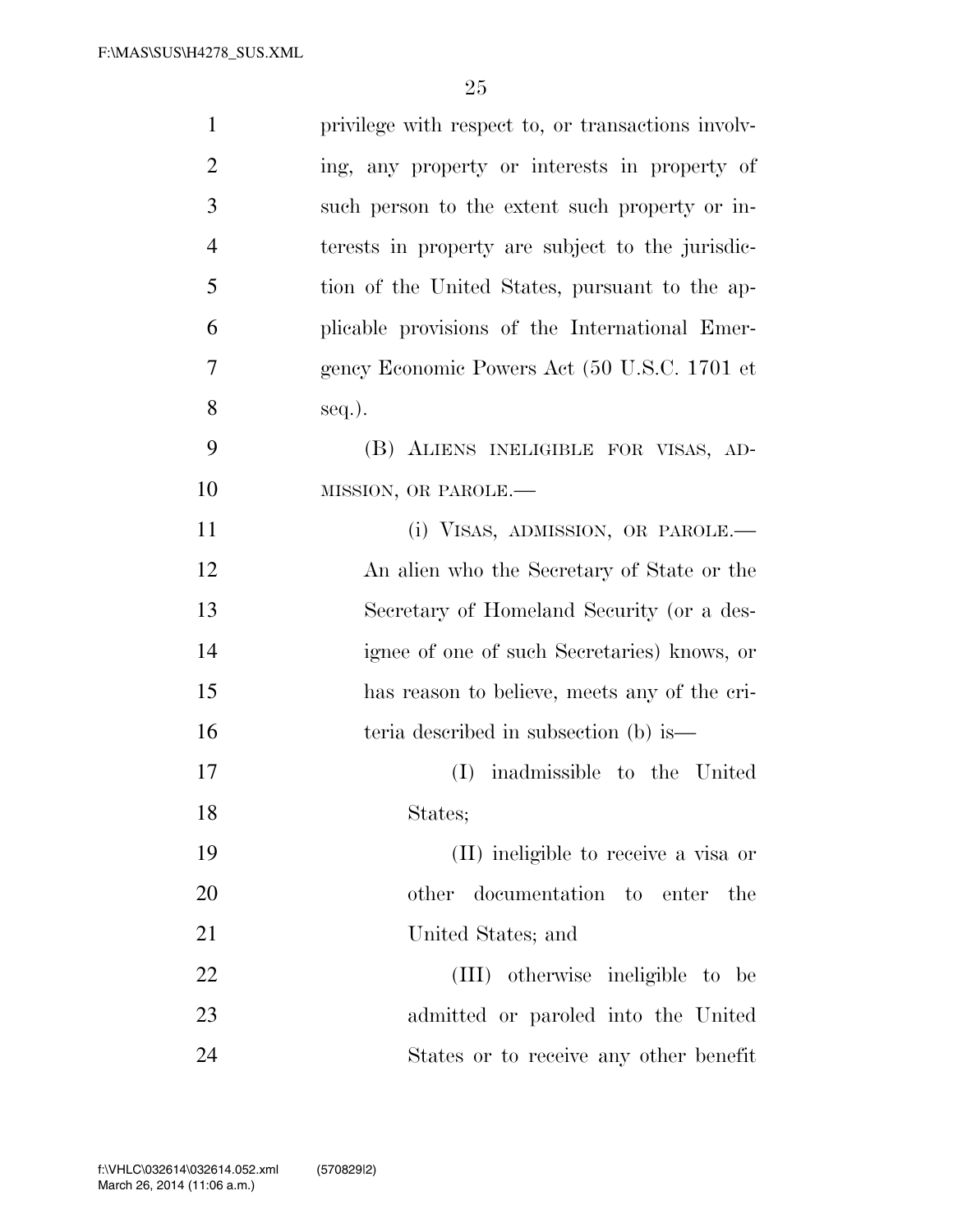privilege with respect to, or transactions involving, any property or interests in property of such person to the extent such property or interests in property are subject to the jurisdiction of the United States, pursuant to the applicable provisions of the International Emergency Economic Powers Act (50 U.S.C. 1701 et seq.).

(B) ALIENS INELIGIBLE FOR VISAS, ADMISSION, OR PAROLE.—

(i) VISAS, ADMISSION, OR PAROLE.— An alien who the Secretary of State or the Secretary of Homeland Security (or a designee of one of such Secretaries) knows, or has reason to believe, meets any of the criteria described in subsection (b) is—

(I) inadmissible to the United States;

(II) ineligible to receive a visa or other documentation to enter the United States; and

(III) otherwise ineligible to be admitted or paroled into the United States or to receive any other benefit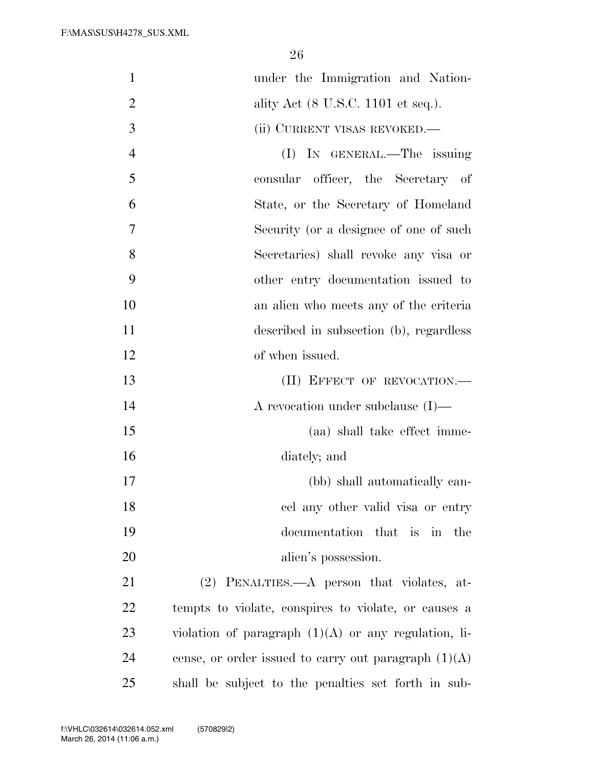under the Immigration and Nationality Act (8 U.S.C. 1101 et seq.).

(ii) CURRENT VISAS REVOKED.—

(I) IN GENERAL.—The issuing consular officer, the Secretary of State, or the Secretary of Homeland Security (or a designee of one of such Secretaries) shall revoke any visa or other entry documentation issued to an alien who meets any of the criteria described in subsection (b), regardless of when issued.

(II) EFFECT OF REVOCATION.—A revocation under subclause (I)—

(aa) shall take effect immediately; and

(bb) shall automatically cancel any other valid visa or entry documentation that is in the alien's possession.

(2) PENALTIES.—A person that violates, attempts to violate, conspires to violate, or causes a violation of paragraph (1)(A) or any regulation, license, or order issued to carry out paragraph (1)(A) shall be subject to the penalties set forth in sub-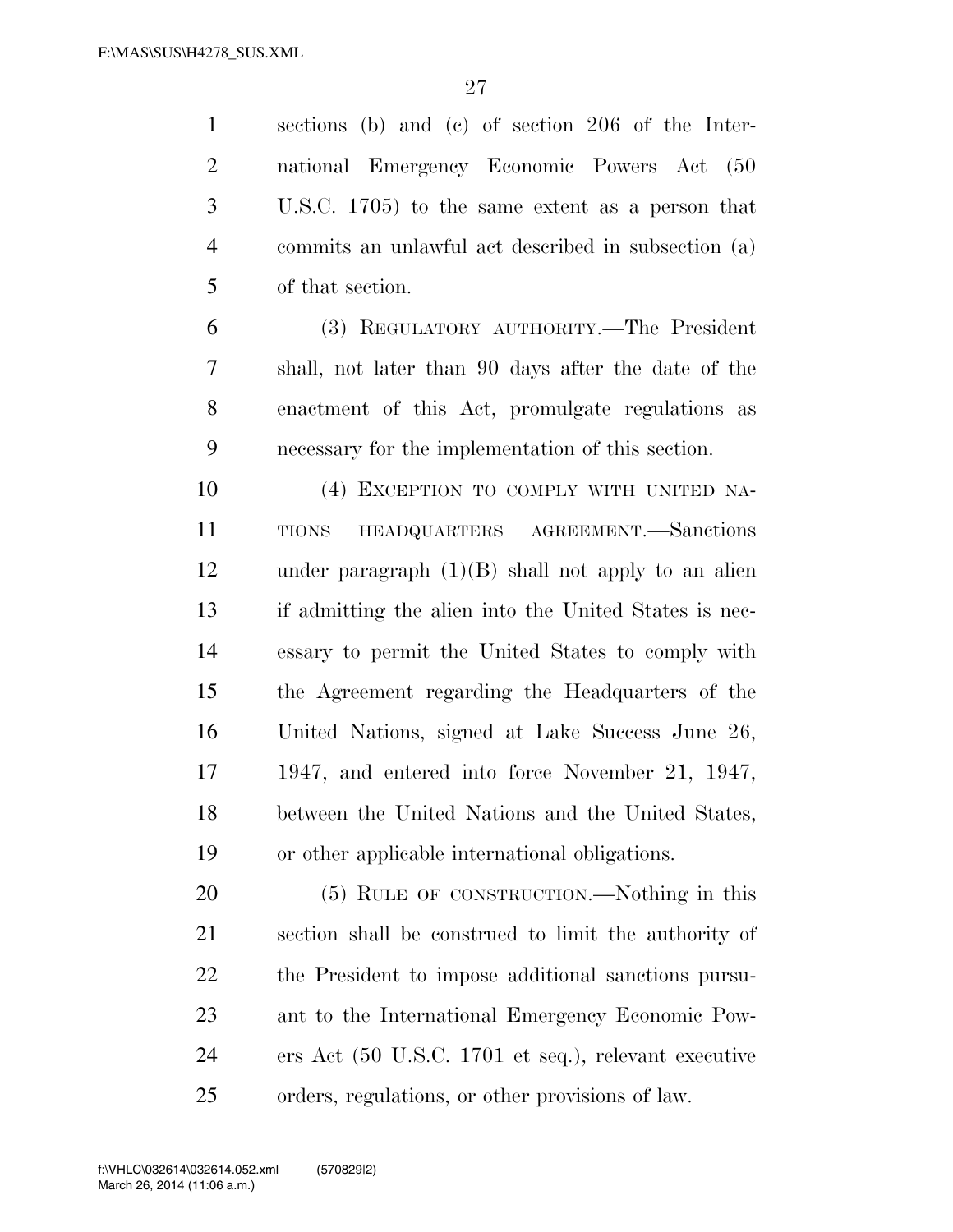sections (b) and (c) of section 206 of the International Emergency Economic Powers Act (50 U.S.C. 1705) to the same extent as a person that commits an unlawful act described in subsection (a) of that section.

(3) REGULATORY AUTHORITY.—The President shall, not later than 90 days after the date of the enactment of this Act, promulgate regulations as necessary for the implementation of this section.

(4) EXCEPTION TO COMPLY WITH UNITED NATIONS HEADQUARTERS AGREEMENT.—Sanctions under paragraph (1)(B) shall not apply to an alien if admitting the alien into the United States is necessary to permit the United States to comply with the Agreement regarding the Headquarters of the United Nations, signed at Lake Success June 26, 1947, and entered into force November 21, 1947, between the United Nations and the United States, or other applicable international obligations.

(5) RULE OF CONSTRUCTION.—Nothing in this section shall be construed to limit the authority of the President to impose additional sanctions pursuant to the International Emergency Economic Powers Act (50 U.S.C. 1701 et seq.), relevant executive orders, regulations, or other provisions of law.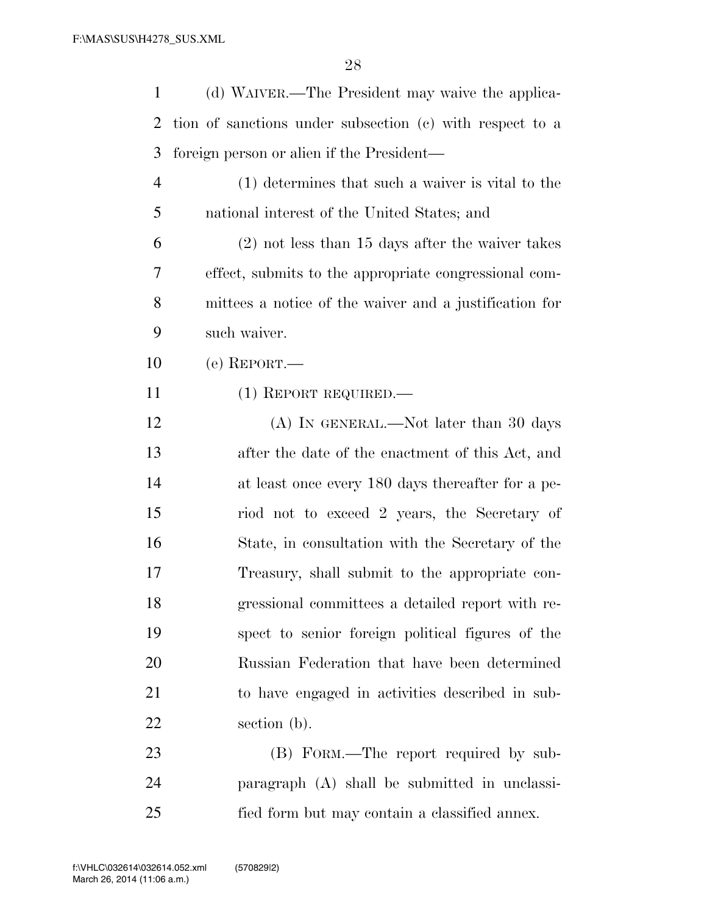(d) WAIVER.—The President may waive the application of sanctions under subsection (c) with respect to a foreign person or alien if the President—

(1) determines that such a waiver is vital to the national interest of the United States; and

(2) not less than 15 days after the waiver takes effect, submits to the appropriate congressional committees a notice of the waiver and a justification for such waiver.

(e) REPORT.—

(1) REPORT REQUIRED.—

(A) IN GENERAL.—Not later than 30 days after the date of the enactment of this Act, and at least once every 180 days thereafter for a period not to exceed 2 years, the Secretary of State, in consultation with the Secretary of the Treasury, shall submit to the appropriate congressional committees a detailed report with respect to senior foreign political figures of the Russian Federation that have been determined to have engaged in activities described in subsection (b).

(B) FORM.—The report required by subparagraph (A) shall be submitted in unclassified form but may contain a classified annex.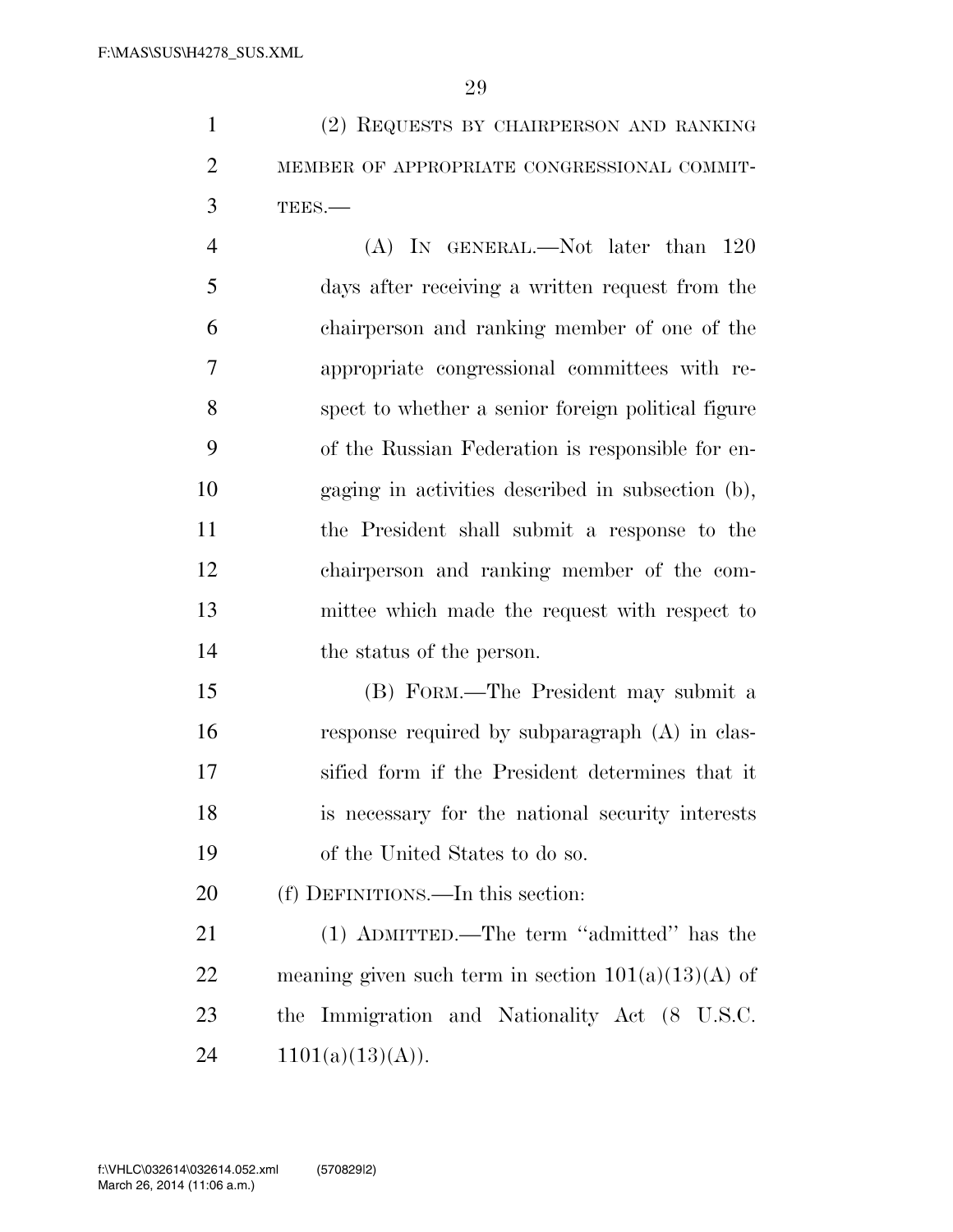(2) REQUESTS BY CHAIRPERSON AND RANKING MEMBER OF APPROPRIATE CONGRESSIONAL COMMITTEES.—

(A) IN GENERAL.—Not later than 120 days after receiving a written request from the chairperson and ranking member of one of the appropriate congressional committees with respect to whether a senior foreign political figure of the Russian Federation is responsible for engaging in activities described in subsection (b), the President shall submit a response to the chairperson and ranking member of the committee which made the request with respect to the status of the person.

(B) FORM.—The President may submit a response required by subparagraph (A) in classified form if the President determines that it is necessary for the national security interests of the United States to do so.

(f) DEFINITIONS.—In this section:

(1) ADMITTED.—The term ''admitted'' has the meaning given such term in section 101(a)(13)(A) of the Immigration and Nationality Act (8 U.S.C. 1101(a)(13)(A)).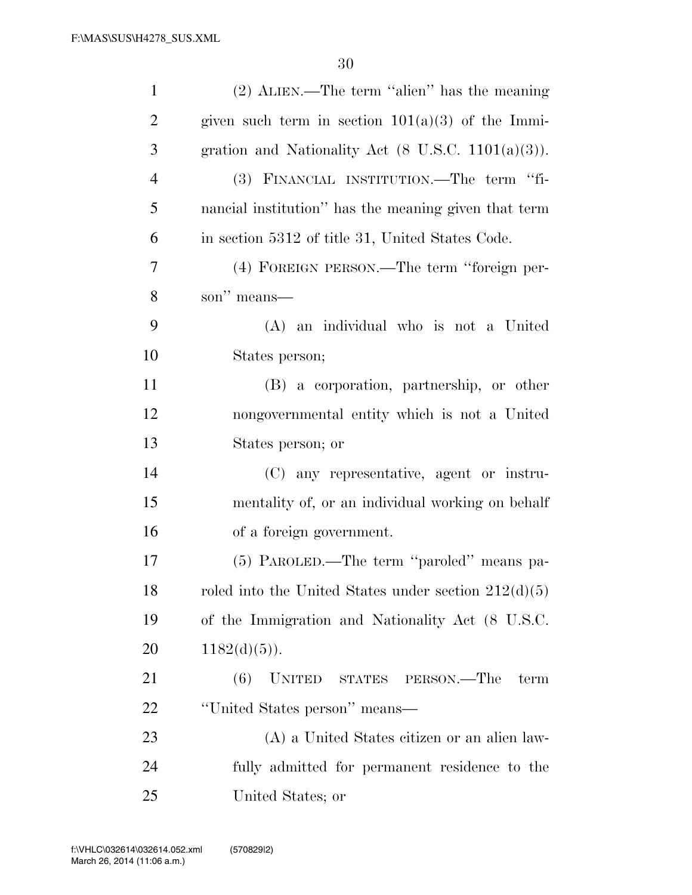(2) ALIEN.—The term ''alien'' has the meaning given such term in section 101(a)(3) of the Immigration and Nationality Act (8 U.S.C. 1101(a)(3)).

(3) FINANCIAL INSTITUTION.—The term ''financial institution'' has the meaning given that term in section 5312 of title 31, United States Code.

(4) FOREIGN PERSON.—The term ''foreign person'' means—

(A) an individual who is not a United States person;

(B) a corporation, partnership, or other nongovernmental entity which is not a United States person; or

(C) any representative, agent or instrumentality of, or an individual working on behalf of a foreign government.

(5) PAROLED.—The term ''paroled'' means paroled into the United States under section 212(d)(5) of the Immigration and Nationality Act (8 U.S.C. 1182(d)(5)).

(6) UNITED STATES PERSON.—The term ''United States person'' means—

(A) a United States citizen or an alien lawfully admitted for permanent residence to the United States; or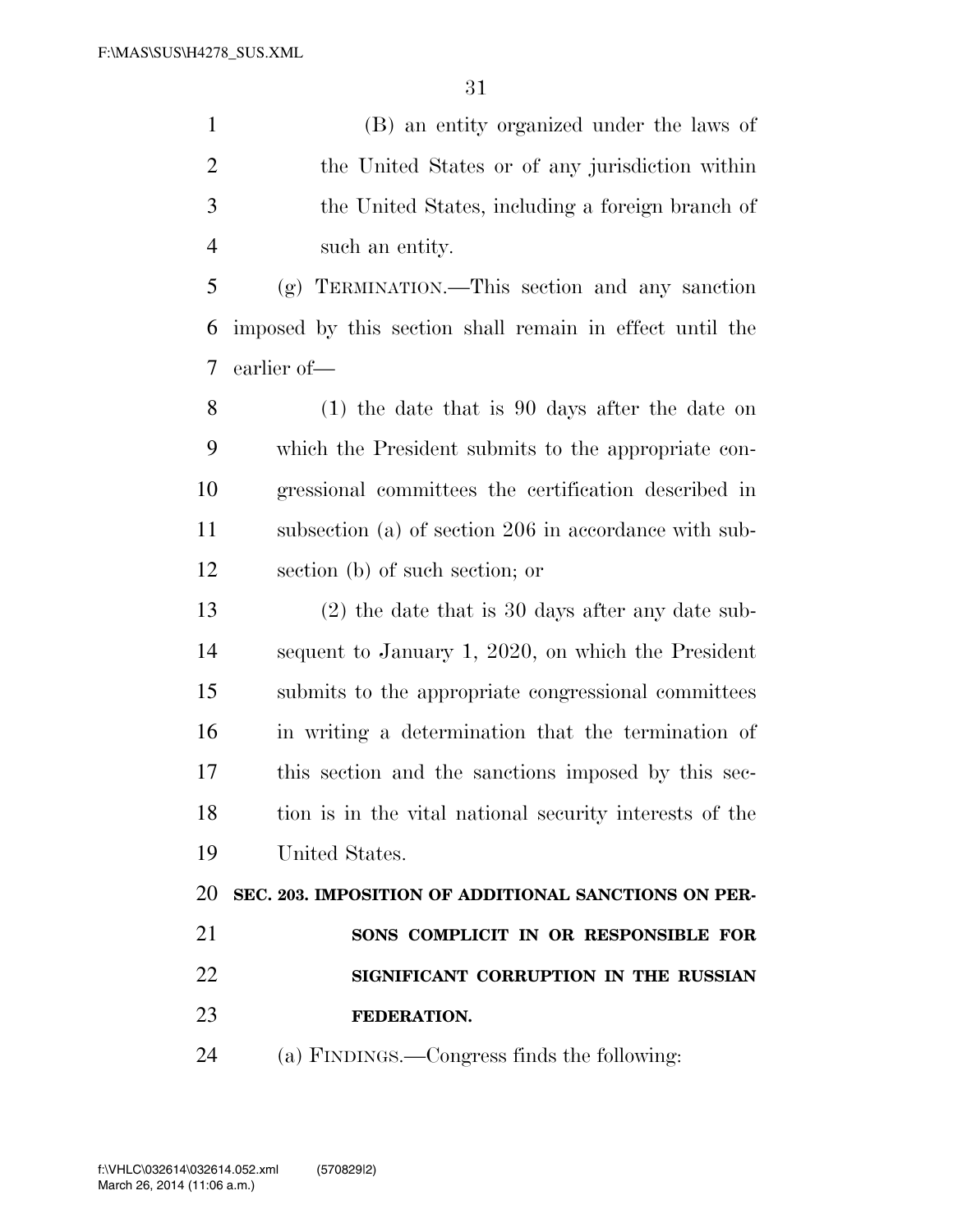(B) an entity organized under the laws of the United States or of any jurisdiction within the United States, including a foreign branch of such an entity.

(g) TERMINATION.—This section and any sanction imposed by this section shall remain in effect until the earlier of—

(1) the date that is 90 days after the date on which the President submits to the appropriate congressional committees the certification described in subsection (a) of section 206 in accordance with subsection (b) of such section; or

(2) the date that is 30 days after any date subsequent to January 1, 2020, on which the President submits to the appropriate congressional committees in writing a determination that the termination of this section and the sanctions imposed by this section is in the vital national security interests of the United States.

**SEC. 203. IMPOSITION OF ADDITIONAL SANCTIONS ON PERSONS COMPLICIT IN OR RESPONSIBLE FOR SIGNIFICANT CORRUPTION IN THE RUSSIAN FEDERATION.**

(a) FINDINGS.—Congress finds the following: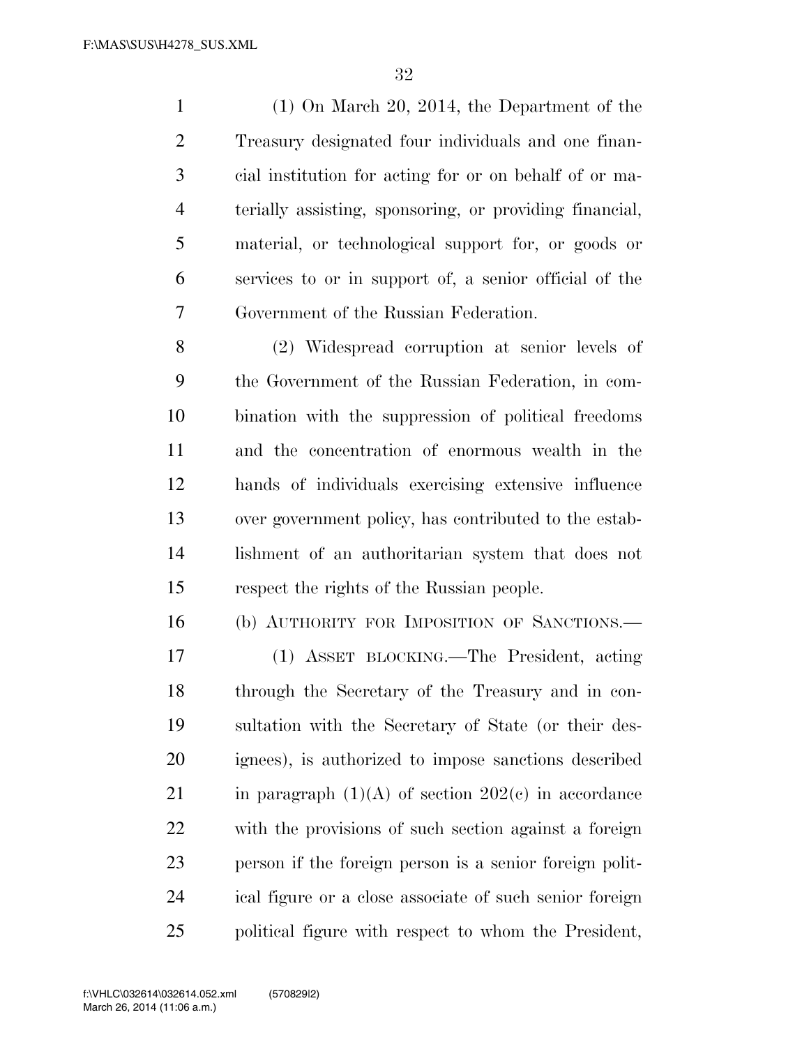(1) On March 20, 2014, the Department of the Treasury designated four individuals and one financial institution for acting for or on behalf of or materially assisting, sponsoring, or providing financial, material, or technological support for, or goods or services to or in support of, a senior official of the Government of the Russian Federation.

(2) Widespread corruption at senior levels of the Government of the Russian Federation, in combination with the suppression of political freedoms and the concentration of enormous wealth in the hands of individuals exercising extensive influence over government policy, has contributed to the establishment of an authoritarian system that does not respect the rights of the Russian people.

(b) AUTHORITY FOR IMPOSITION OF SANCTIONS.—

(1) ASSET BLOCKING.—The President, acting through the Secretary of the Treasury and in consultation with the Secretary of State (or their designees), is authorized to impose sanctions described in paragraph (1)(A) of section 202(c) in accordance with the provisions of such section against a foreign person if the foreign person is a senior foreign political figure or a close associate of such senior foreign political figure with respect to whom the President,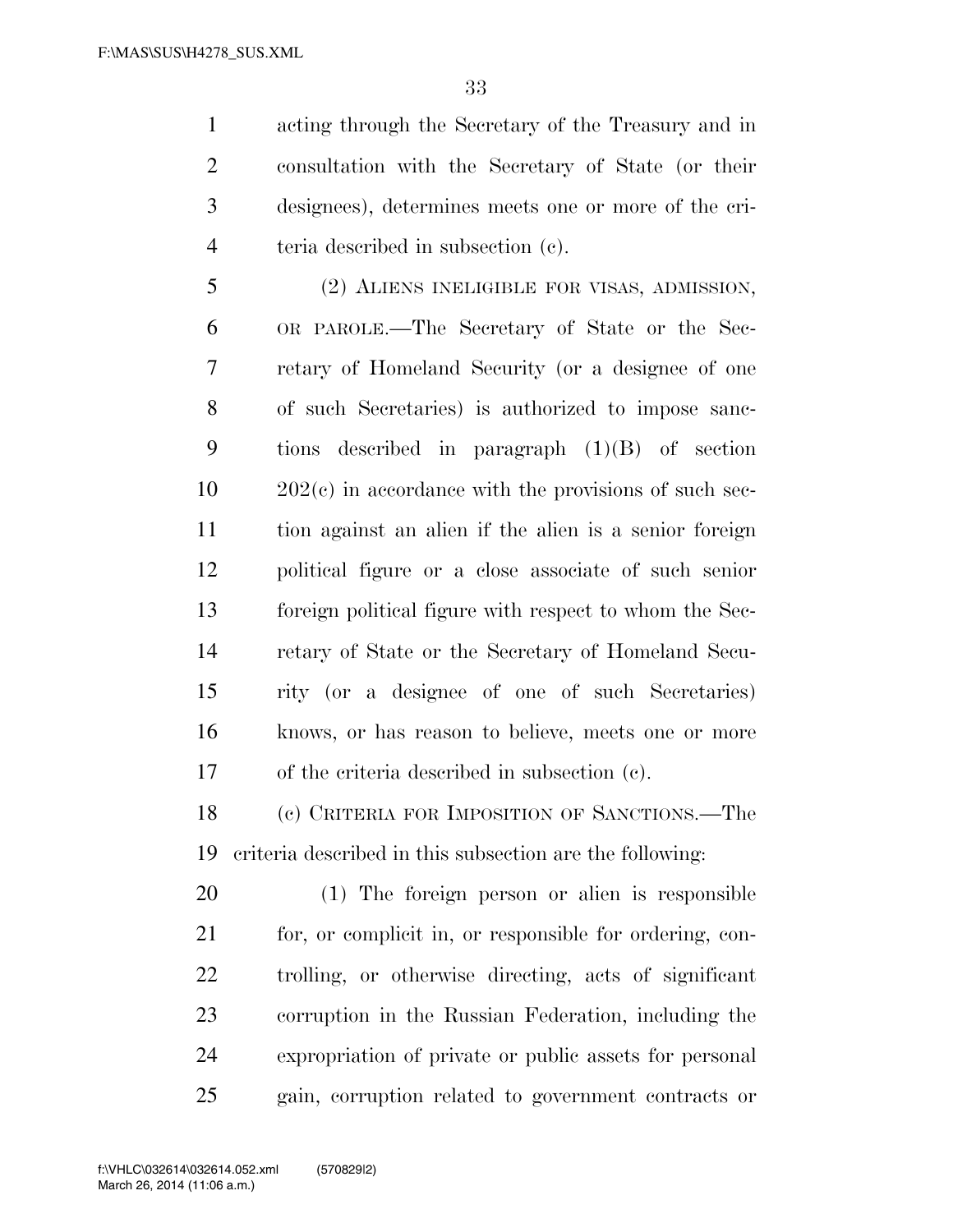acting through the Secretary of the Treasury and in consultation with the Secretary of State (or their designees), determines meets one or more of the criteria described in subsection (c).

(2) ALIENS INELIGIBLE FOR VISAS, ADMISSION, OR PAROLE.—The Secretary of State or the Secretary of Homeland Security (or a designee of one of such Secretaries) is authorized to impose sanctions described in paragraph (1)(B) of section 202(c) in accordance with the provisions of such section against an alien if the alien is a senior foreign political figure or a close associate of such senior foreign political figure with respect to whom the Secretary of State or the Secretary of Homeland Security (or a designee of one of such Secretaries) knows, or has reason to believe, meets one or more of the criteria described in subsection (c).

(c) CRITERIA FOR IMPOSITION OF SANCTIONS.—The criteria described in this subsection are the following:

(1) The foreign person or alien is responsible for, or complicit in, or responsible for ordering, controlling, or otherwise directing, acts of significant corruption in the Russian Federation, including the expropriation of private or public assets for personal gain, corruption related to government contracts or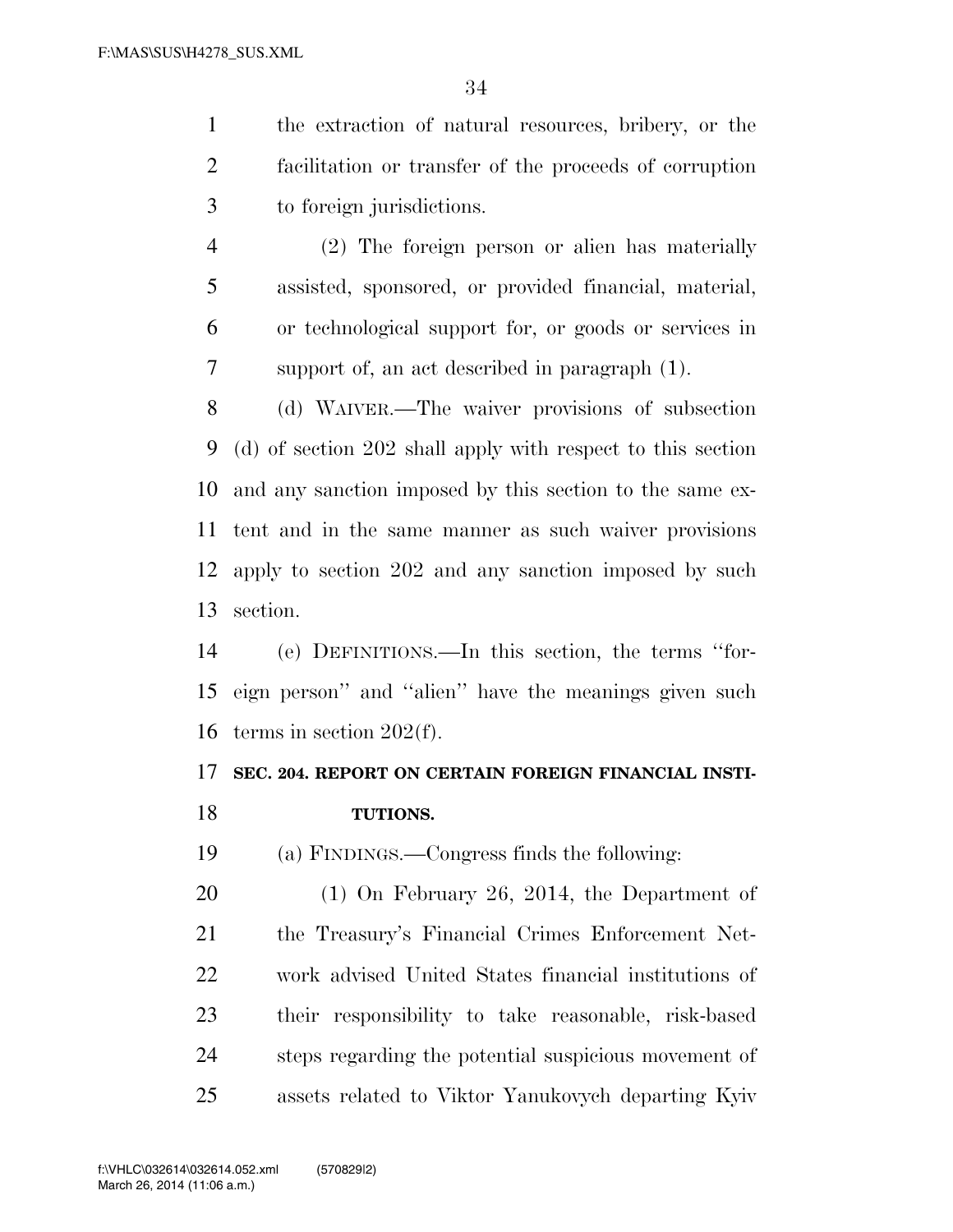the extraction of natural resources, bribery, or the facilitation or transfer of the proceeds of corruption to foreign jurisdictions.

(2) The foreign person or alien has materially assisted, sponsored, or provided financial, material, or technological support for, or goods or services in support of, an act described in paragraph (1).

(d) WAIVER.—The waiver provisions of subsection (d) of section 202 shall apply with respect to this section and any sanction imposed by this section to the same extent and in the same manner as such waiver provisions apply to section 202 and any sanction imposed by such section.

(e) DEFINITIONS.—In this section, the terms ''foreign person'' and ''alien'' have the meanings given such terms in section 202(f).

**SEC. 204. REPORT ON CERTAIN FOREIGN FINANCIAL INSTITUTIONS.**

(a) FINDINGS.—Congress finds the following:

(1) On February 26, 2014, the Department of the Treasury's Financial Crimes Enforcement Network advised United States financial institutions of their responsibility to take reasonable, risk-based steps regarding the potential suspicious movement of assets related to Viktor Yanukovych departing Kyiv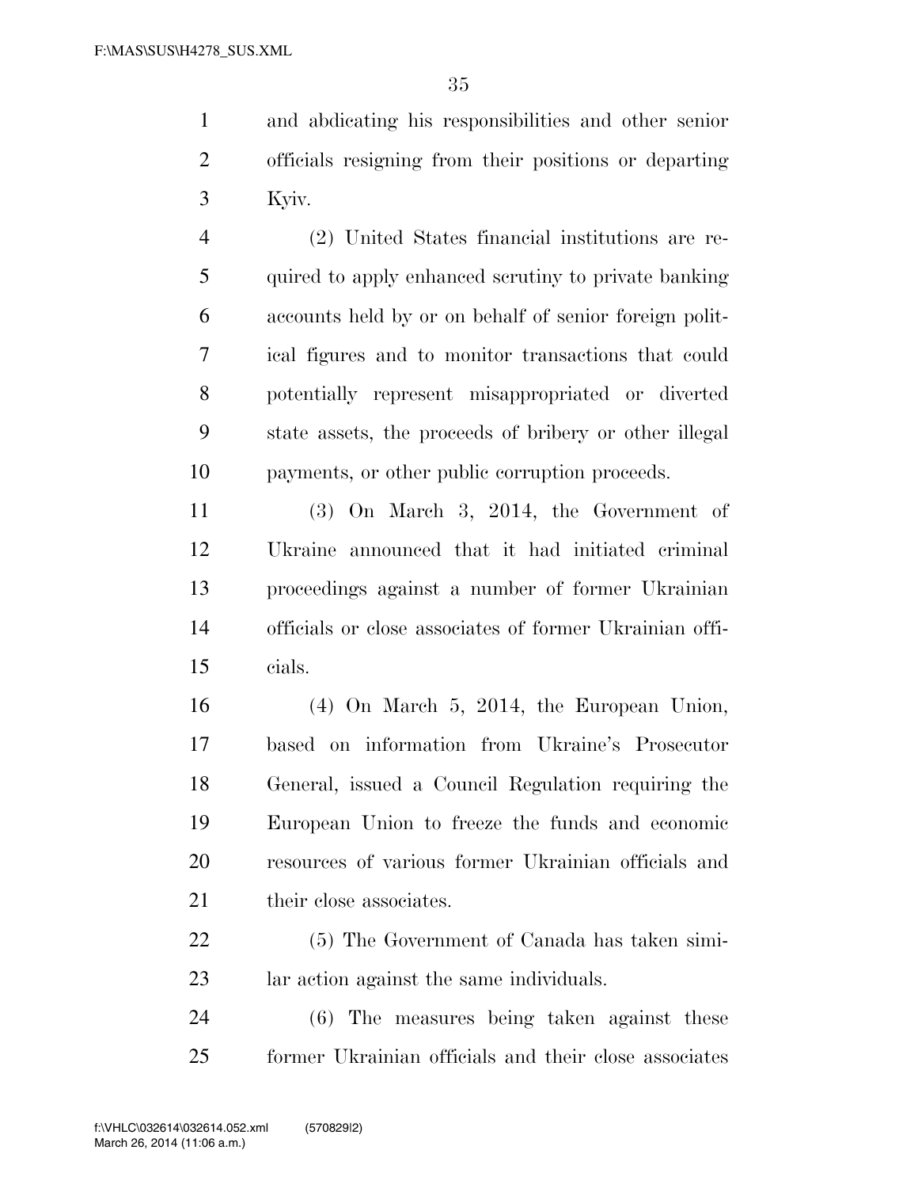and abdicating his responsibilities and other senior officials resigning from their positions or departing Kyiv.

(2) United States financial institutions are required to apply enhanced scrutiny to private banking accounts held by or on behalf of senior foreign political figures and to monitor transactions that could potentially represent misappropriated or diverted state assets, the proceeds of bribery or other illegal payments, or other public corruption proceeds.

(3) On March 3, 2014, the Government of Ukraine announced that it had initiated criminal proceedings against a number of former Ukrainian officials or close associates of former Ukrainian officials.

(4) On March 5, 2014, the European Union, based on information from Ukraine's Prosecutor General, issued a Council Regulation requiring the European Union to freeze the funds and economic resources of various former Ukrainian officials and their close associates.

(5) The Government of Canada has taken similar action against the same individuals.

(6) The measures being taken against these former Ukrainian officials and their close associates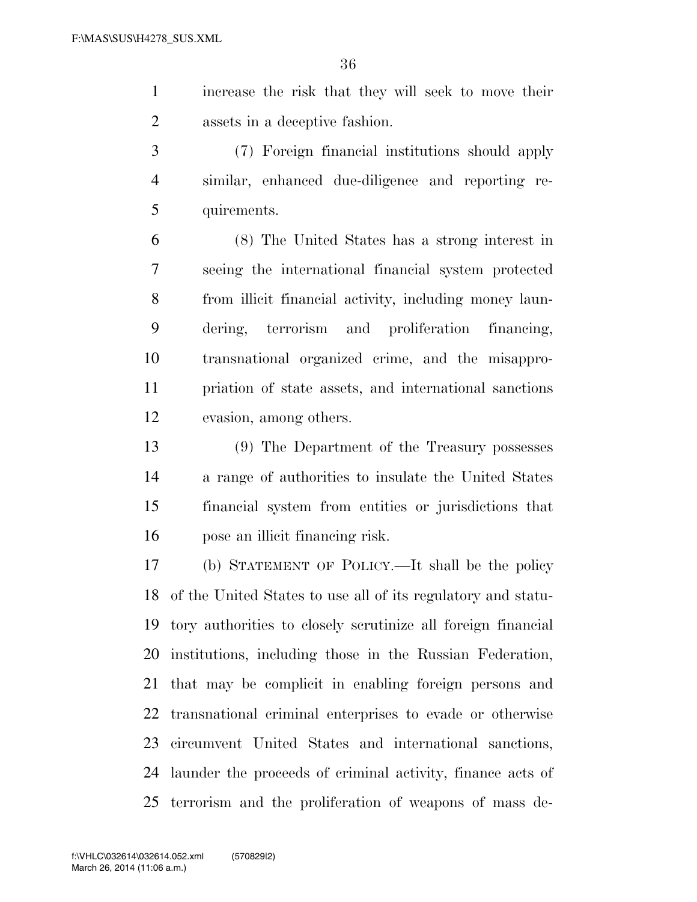increase the risk that they will seek to move their assets in a deceptive fashion.

(7) Foreign financial institutions should apply similar, enhanced due-diligence and reporting requirements.

(8) The United States has a strong interest in seeing the international financial system protected from illicit financial activity, including money laundering, terrorism and proliferation financing, transnational organized crime, and the misappropriation of state assets, and international sanctions evasion, among others.

(9) The Department of the Treasury possesses a range of authorities to insulate the United States financial system from entities or jurisdictions that pose an illicit financing risk.

(b) STATEMENT OF POLICY.—It shall be the policy of the United States to use all of its regulatory and statutory authorities to closely scrutinize all foreign financial institutions, including those in the Russian Federation, that may be complicit in enabling foreign persons and transnational criminal enterprises to evade or otherwise circumvent United States and international sanctions, launder the proceeds of criminal activity, finance acts of terrorism and the proliferation of weapons of mass de-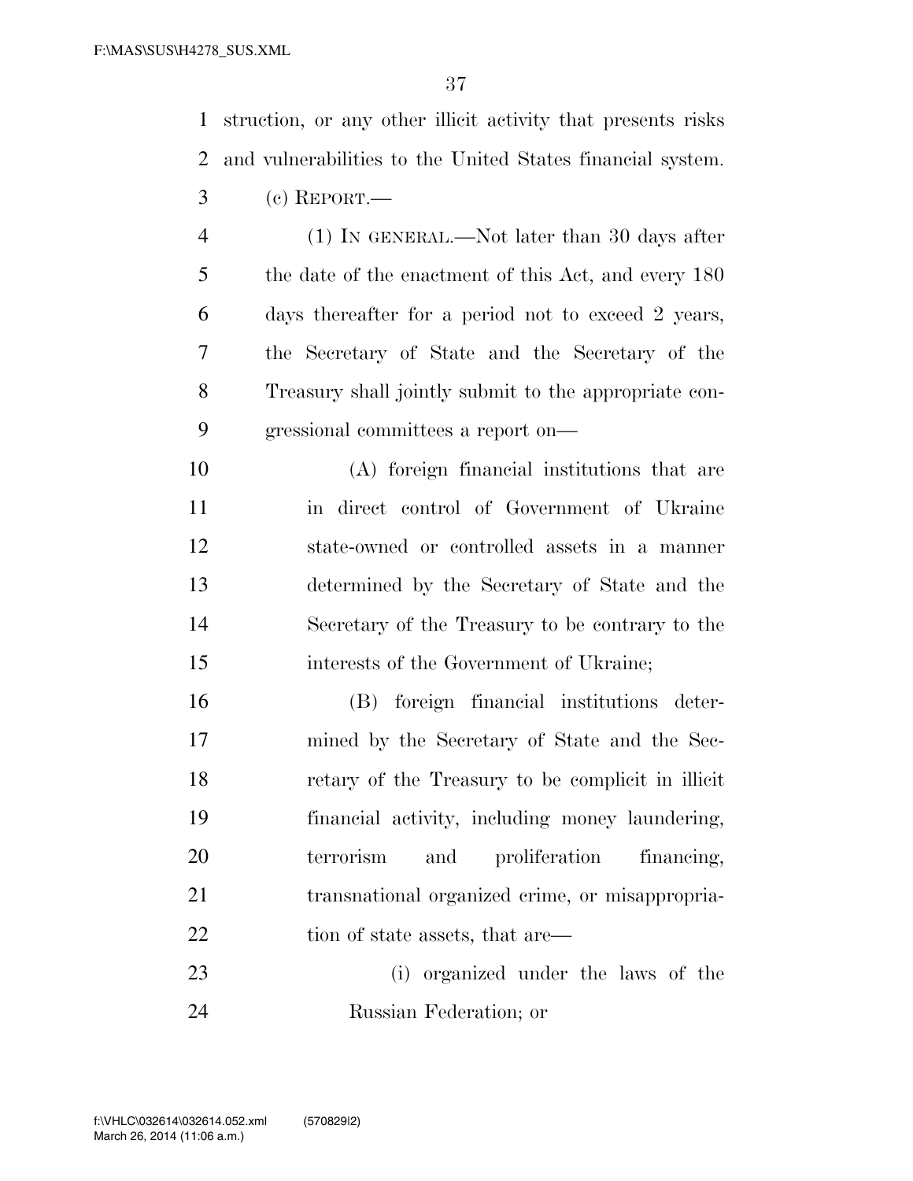struction, or any other illicit activity that presents risks and vulnerabilities to the United States financial system.

(c) REPORT.—

(1) IN GENERAL.—Not later than 30 days after the date of the enactment of this Act, and every 180 days thereafter for a period not to exceed 2 years, the Secretary of State and the Secretary of the Treasury shall jointly submit to the appropriate congressional committees a report on—

(A) foreign financial institutions that are in direct control of Government of Ukraine state-owned or controlled assets in a manner determined by the Secretary of State and the Secretary of the Treasury to be contrary to the interests of the Government of Ukraine;

(B) foreign financial institutions determined by the Secretary of State and the Secretary of the Treasury to be complicit in illicit financial activity, including money laundering, terrorism and proliferation financing, transnational organized crime, or misappropriation of state assets, that are—

(i) organized under the laws of the Russian Federation; or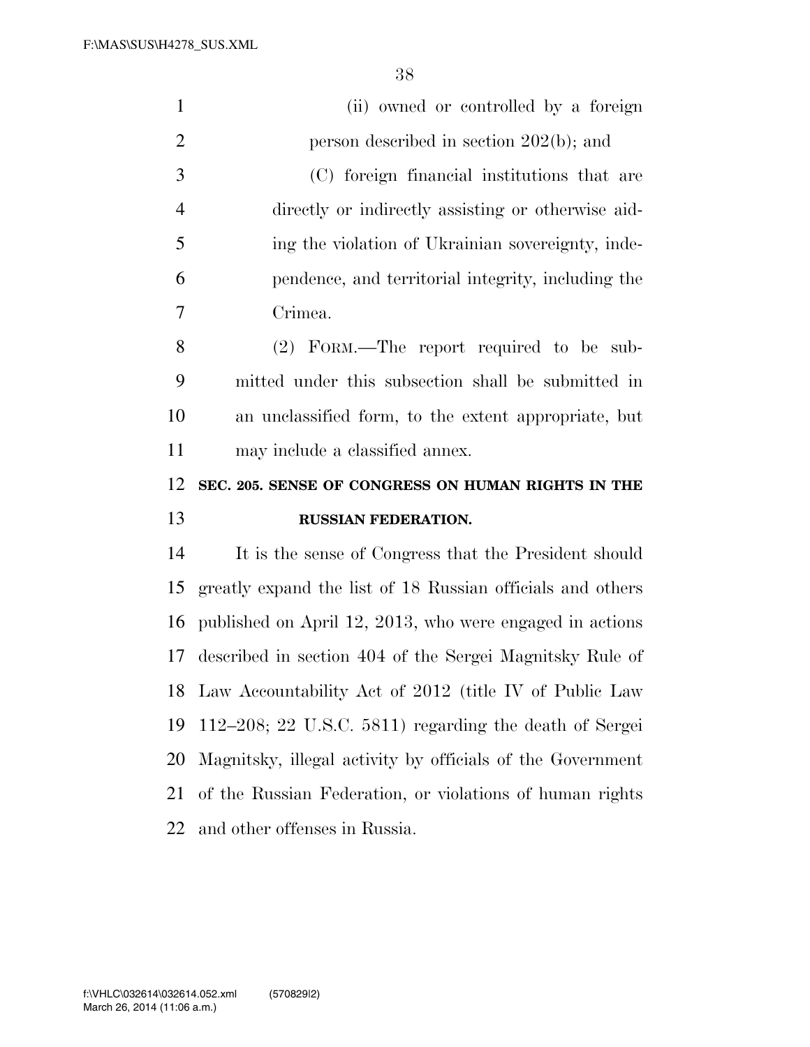(ii) owned or controlled by a foreign person described in section 202(b); and

(C) foreign financial institutions that are directly or indirectly assisting or otherwise aiding the violation of Ukrainian sovereignty, independence, and territorial integrity, including the Crimea.

(2) FORM.—The report required to be submitted under this subsection shall be submitted in an unclassified form, to the extent appropriate, but may include a classified annex.

**SEC. 205. SENSE OF CONGRESS ON HUMAN RIGHTS IN THE RUSSIAN FEDERATION.**

It is the sense of Congress that the President should greatly expand the list of 18 Russian officials and others published on April 12, 2013, who were engaged in actions described in section 404 of the Sergei Magnitsky Rule of Law Accountability Act of 2012 (title IV of Public Law 112–208; 22 U.S.C. 5811) regarding the death of Sergei Magnitsky, illegal activity by officials of the Government of the Russian Federation, or violations of human rights and other offenses in Russia.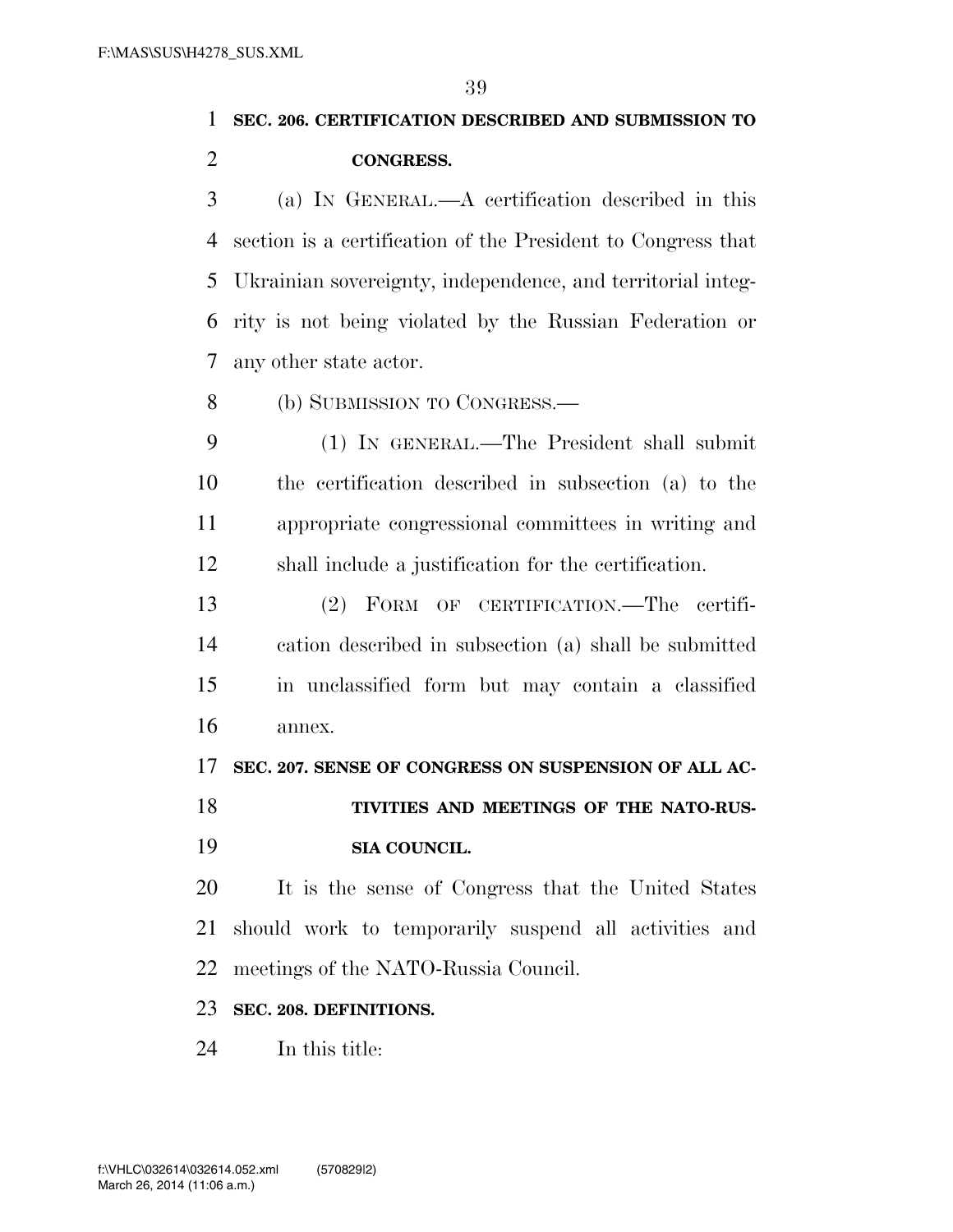**SEC. 206. CERTIFICATION DESCRIBED AND SUBMISSION TO CONGRESS.**

(a) IN GENERAL.—A certification described in this section is a certification of the President to Congress that Ukrainian sovereignty, independence, and territorial integrity is not being violated by the Russian Federation or any other state actor.

(b) SUBMISSION TO CONGRESS.—

(1) IN GENERAL.—The President shall submit the certification described in subsection (a) to the appropriate congressional committees in writing and shall include a justification for the certification.

(2) FORM OF CERTIFICATION.—The certification described in subsection (a) shall be submitted in unclassified form but may contain a classified annex.

**SEC. 207. SENSE OF CONGRESS ON SUSPENSION OF ALL ACTIVITIES AND MEETINGS OF THE NATO-RUSSIA COUNCIL.**

It is the sense of Congress that the United States should work to temporarily suspend all activities and meetings of the NATO-Russia Council.

**SEC. 208. DEFINITIONS.**

In this title: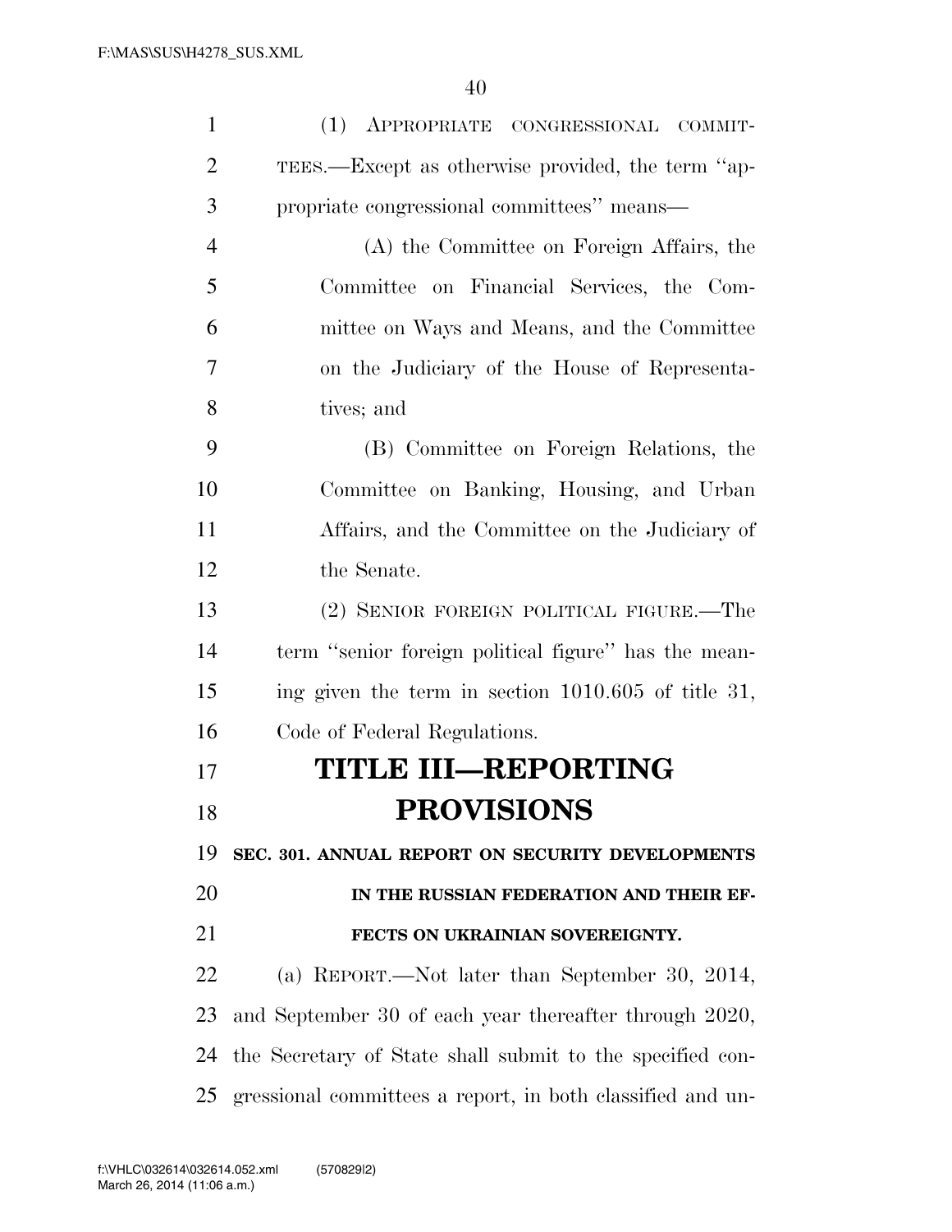(1) APPROPRIATE CONGRESSIONAL COMMITTEES.—Except as otherwise provided, the term "appropriate congressional committees" means—

(A) the Committee on Foreign Affairs, the Committee on Financial Services, the Committee on Ways and Means, and the Committee on the Judiciary of the House of Representatives; and

(B) Committee on Foreign Relations, the Committee on Banking, Housing, and Urban Affairs, and the Committee on the Judiciary of the Senate.

(2) SENIOR FOREIGN POLITICAL FIGURE.—The term "senior foreign political figure" has the meaning given the term in section 1010.605 of title 31, Code of Federal Regulations.

# TITLE III—REPORTING PROVISIONS

## SEC. 301. ANNUAL REPORT ON SECURITY DEVELOPMENTS IN THE RUSSIAN FEDERATION AND THEIR EFFECTS ON UKRAINIAN SOVEREIGNTY.

(a) REPORT.—Not later than September 30, 2014, and September 30 of each year thereafter through 2020, the Secretary of State shall submit to the specified congressional committees a report, in both classified and un-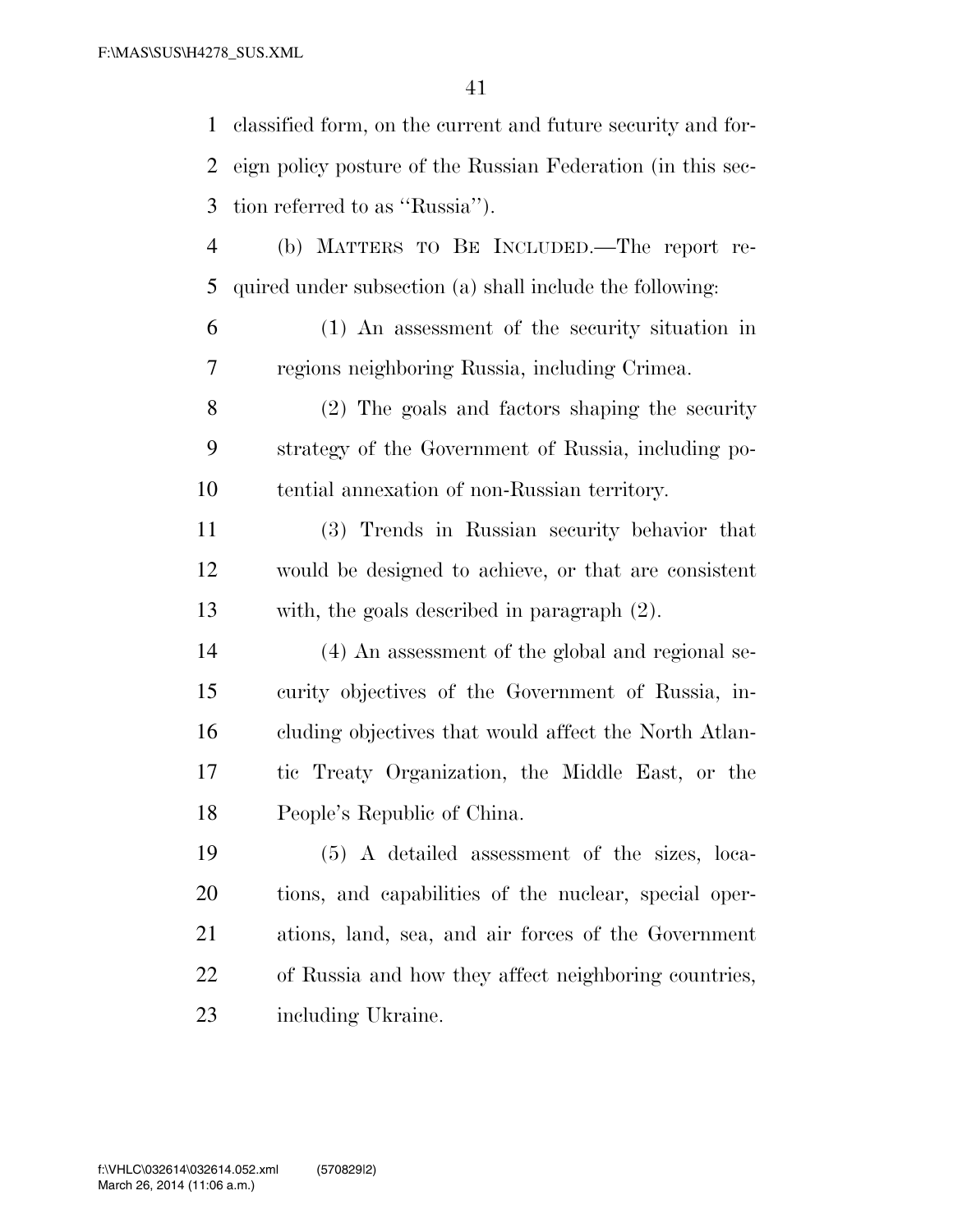classified form, on the current and future security and foreign policy posture of the Russian Federation (in this section referred to as "Russia").

(b) MATTERS TO BE INCLUDED.—The report required under subsection (a) shall include the following:

(1) An assessment of the security situation in regions neighboring Russia, including Crimea.

(2) The goals and factors shaping the security strategy of the Government of Russia, including potential annexation of non-Russian territory.

(3) Trends in Russian security behavior that would be designed to achieve, or that are consistent with, the goals described in paragraph (2).

(4) An assessment of the global and regional security objectives of the Government of Russia, including objectives that would affect the North Atlantic Treaty Organization, the Middle East, or the People's Republic of China.

(5) A detailed assessment of the sizes, locations, and capabilities of the nuclear, special operations, land, sea, and air forces of the Government of Russia and how they affect neighboring countries, including Ukraine.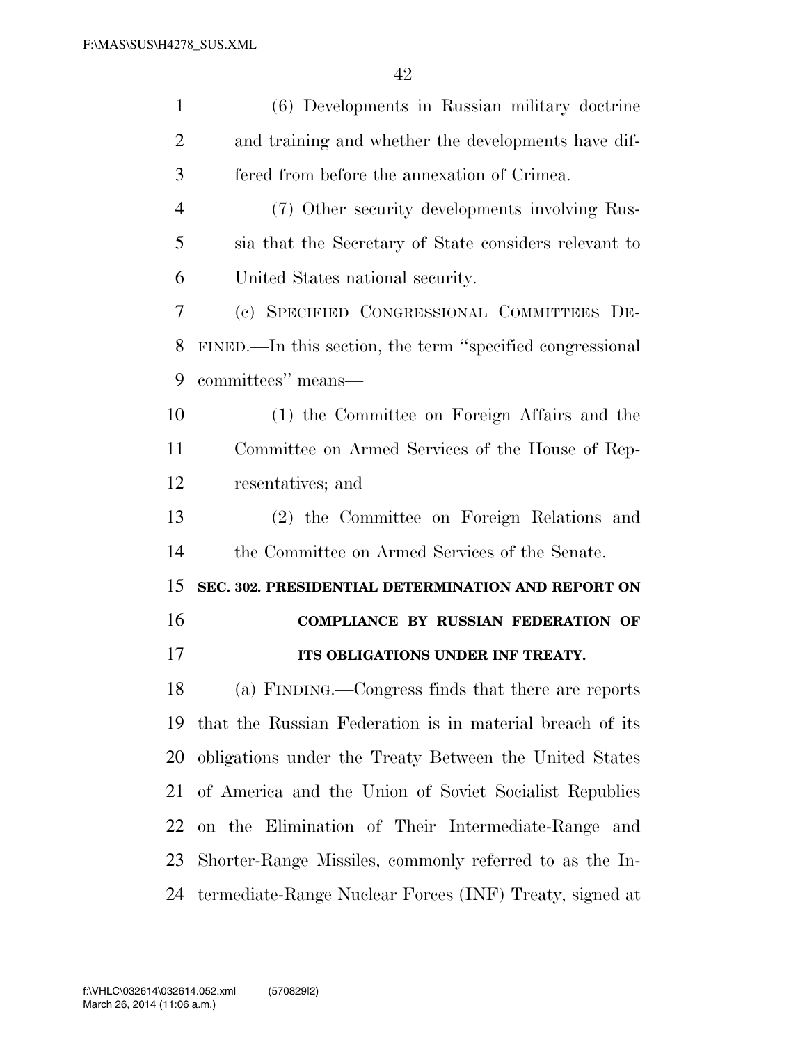(6) Developments in Russian military doctrine and training and whether the developments have differed from before the annexation of Crimea.

(7) Other security developments involving Russia that the Secretary of State considers relevant to United States national security.

(c) SPECIFIED CONGRESSIONAL COMMITTEES DEFINED.—In this section, the term "specified congressional committees" means—

(1) the Committee on Foreign Affairs and the Committee on Armed Services of the House of Representatives; and

(2) the Committee on Foreign Relations and the Committee on Armed Services of the Senate.

**SEC. 302. PRESIDENTIAL DETERMINATION AND REPORT ON COMPLIANCE BY RUSSIAN FEDERATION OF ITS OBLIGATIONS UNDER INF TREATY.**

(a) FINDING.—Congress finds that there are reports that the Russian Federation is in material breach of its obligations under the Treaty Between the United States of America and the Union of Soviet Socialist Republics on the Elimination of Their Intermediate-Range and Shorter-Range Missiles, commonly referred to as the Intermediate-Range Nuclear Forces (INF) Treaty, signed at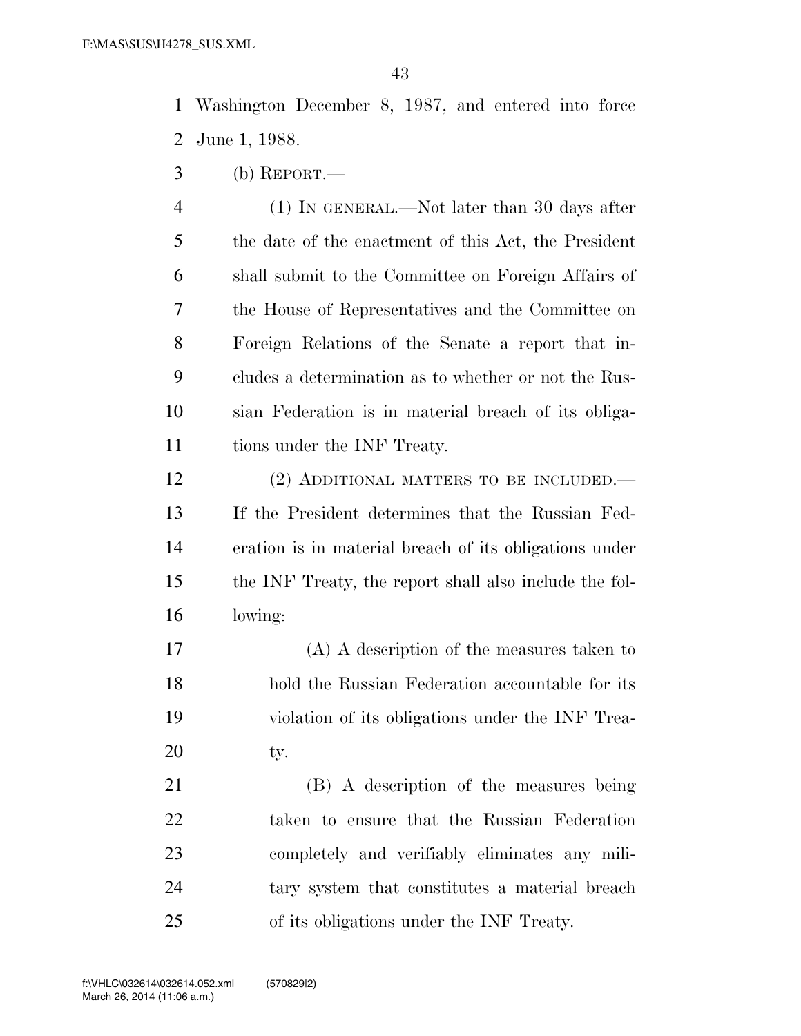Washington December 8, 1987, and entered into force June 1, 1988.

(b) REPORT.—

(1) IN GENERAL.—Not later than 30 days after the date of the enactment of this Act, the President shall submit to the Committee on Foreign Affairs of the House of Representatives and the Committee on Foreign Relations of the Senate a report that includes a determination as to whether or not the Russian Federation is in material breach of its obligations under the INF Treaty.

(2) ADDITIONAL MATTERS TO BE INCLUDED.—If the President determines that the Russian Federation is in material breach of its obligations under the INF Treaty, the report shall also include the following:

(A) A description of the measures taken to hold the Russian Federation accountable for its violation of its obligations under the INF Treaty.

(B) A description of the measures being taken to ensure that the Russian Federation completely and verifiably eliminates any military system that constitutes a material breach of its obligations under the INF Treaty.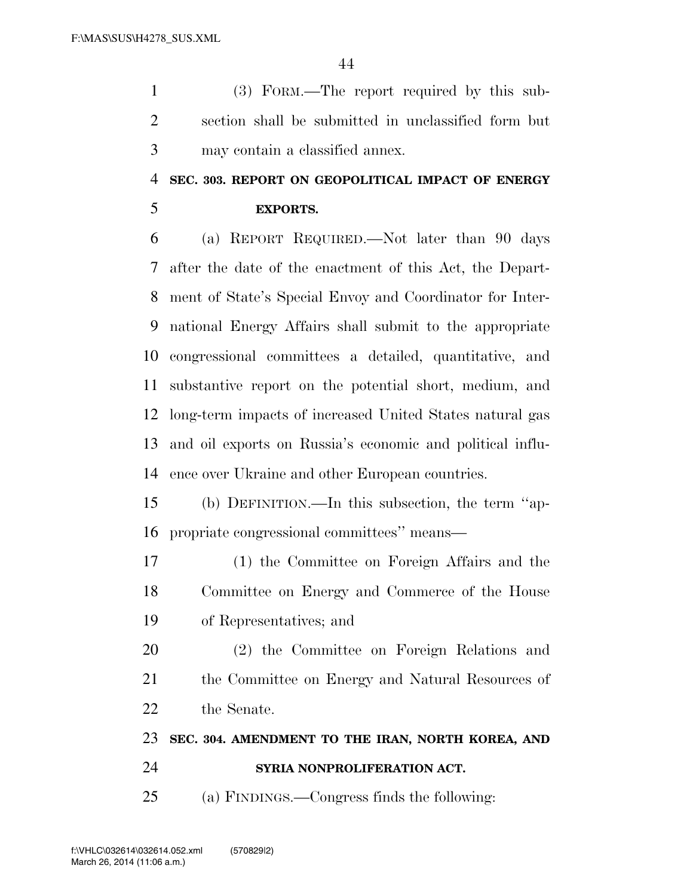(3) FORM.—The report required by this subsection shall be submitted in unclassified form but may contain a classified annex.

## SEC. 303. REPORT ON GEOPOLITICAL IMPACT OF ENERGY EXPORTS.

(a) REPORT REQUIRED.—Not later than 90 days after the date of the enactment of this Act, the Department of State's Special Envoy and Coordinator for International Energy Affairs shall submit to the appropriate congressional committees a detailed, quantitative, and substantive report on the potential short, medium, and long-term impacts of increased United States natural gas and oil exports on Russia's economic and political influence over Ukraine and other European countries.

(b) DEFINITION.—In this subsection, the term ''appropriate congressional committees'' means—

(1) the Committee on Foreign Affairs and the Committee on Energy and Commerce of the House of Representatives; and

(2) the Committee on Foreign Relations and the Committee on Energy and Natural Resources of the Senate.

## SEC. 304. AMENDMENT TO THE IRAN, NORTH KOREA, AND SYRIA NONPROLIFERATION ACT.

(a) FINDINGS.—Congress finds the following: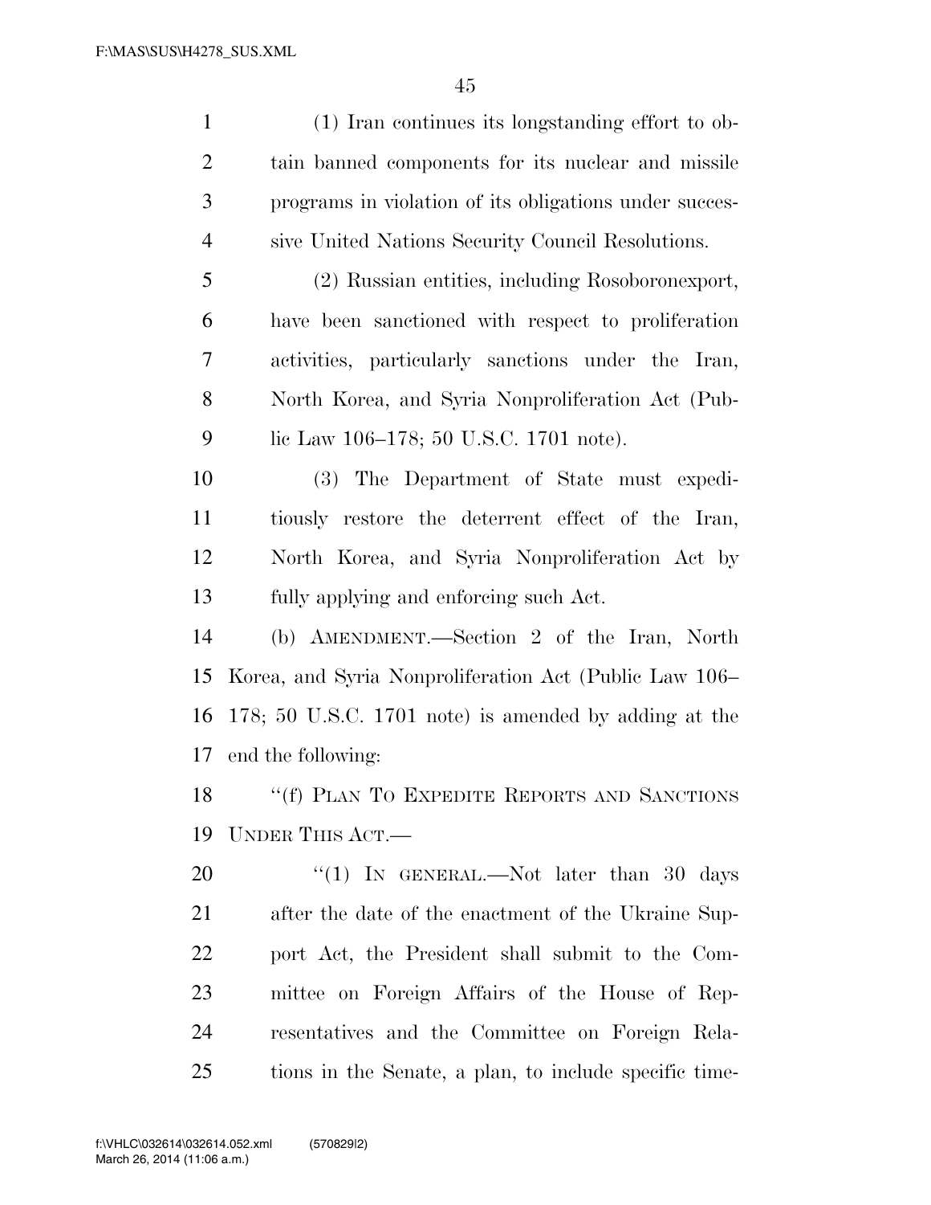(1) Iran continues its longstanding effort to obtain banned components for its nuclear and missile programs in violation of its obligations under successive United Nations Security Council Resolutions.

(2) Russian entities, including Rosoboronexport, have been sanctioned with respect to proliferation activities, particularly sanctions under the Iran, North Korea, and Syria Nonproliferation Act (Public Law 106–178; 50 U.S.C. 1701 note).

(3) The Department of State must expeditiously restore the deterrent effect of the Iran, North Korea, and Syria Nonproliferation Act by fully applying and enforcing such Act.

(b) AMENDMENT.—Section 2 of the Iran, North Korea, and Syria Nonproliferation Act (Public Law 106–178; 50 U.S.C. 1701 note) is amended by adding at the end the following:

"(f) PLAN TO EXPEDITE REPORTS AND SANCTIONS UNDER THIS ACT.—

"(1) IN GENERAL.—Not later than 30 days after the date of the enactment of the Ukraine Support Act, the President shall submit to the Committee on Foreign Affairs of the House of Representatives and the Committee on Foreign Relations in the Senate, a plan, to include specific time-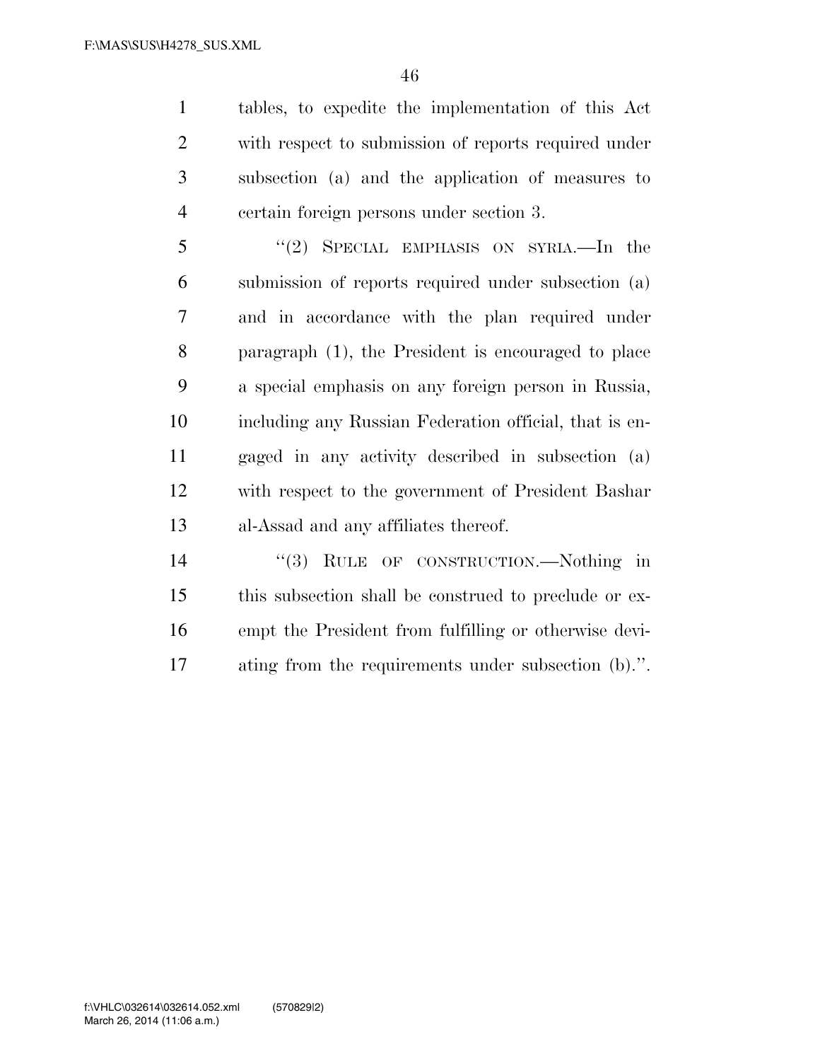tables, to expedite the implementation of this Act with respect to submission of reports required under subsection (a) and the application of measures to certain foreign persons under section 3.

"(2) SPECIAL EMPHASIS ON SYRIA.—In the submission of reports required under subsection (a) and in accordance with the plan required under paragraph (1), the President is encouraged to place a special emphasis on any foreign person in Russia, including any Russian Federation official, that is engaged in any activity described in subsection (a) with respect to the government of President Bashar al-Assad and any affiliates thereof.

"(3) RULE OF CONSTRUCTION.—Nothing in this subsection shall be construed to preclude or exempt the President from fulfilling or otherwise deviating from the requirements under subsection (b).".